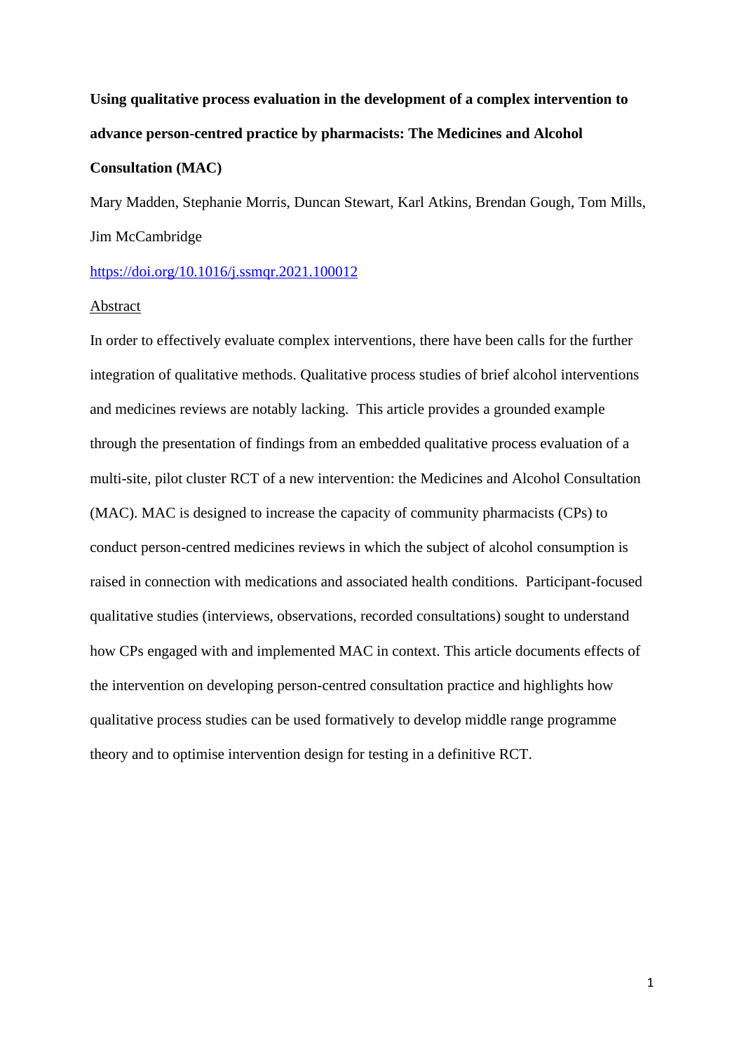**Using qualitative process evaluation in the development of a complex intervention to advance person-centred practice by pharmacists: The Medicines and Alcohol Consultation (MAC)**

Mary Madden, Stephanie Morris, Duncan Stewart, Karl Atkins, Brendan Gough, Tom Mills, Jim McCambridge

https://doi.org/10.1016/j.ssmqr.2021.100012

Abstract

In order to effectively evaluate complex interventions, there have been calls for the further integration of qualitative methods. Qualitative process studies of brief alcohol interventions and medicines reviews are notably lacking. This article provides a grounded example through the presentation of findings from an embedded qualitative process evaluation of a multi-site, pilot cluster RCT of a new intervention: the Medicines and Alcohol Consultation (MAC). MAC is designed to increase the capacity of community pharmacists (CPs) to conduct person-centred medicines reviews in which the subject of alcohol consumption is raised in connection with medications and associated health conditions. Participant-focused qualitative studies (interviews, observations, recorded consultations) sought to understand how CPs engaged with and implemented MAC in context. This article documents effects of the intervention on developing person-centred consultation practice and highlights how qualitative process studies can be used formatively to develop middle range programme theory and to optimise intervention design for testing in a definitive RCT.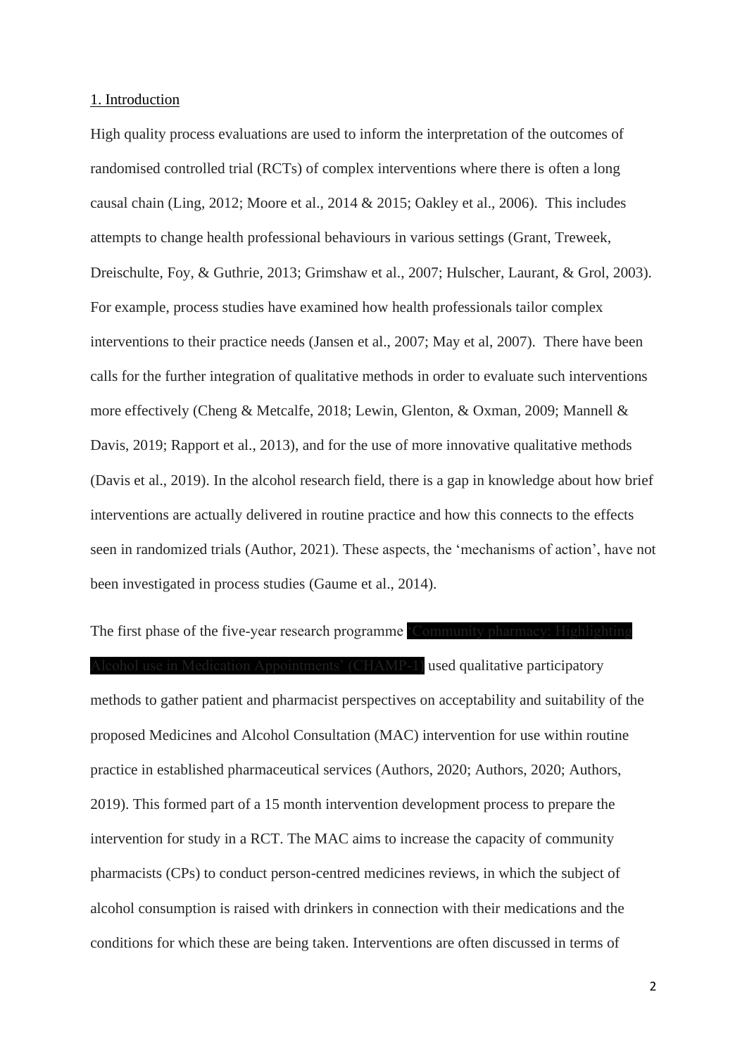1. Introduction

High quality process evaluations are used to inform the interpretation of the outcomes of randomised controlled trial (RCTs) of complex interventions where there is often a long causal chain (Ling, 2012; Moore et al., 2014 & 2015; Oakley et al., 2006). This includes attempts to change health professional behaviours in various settings (Grant, Treweek, Dreischulte, Foy, & Guthrie, 2013; Grimshaw et al., 2007; Hulscher, Laurant, & Grol, 2003). For example, process studies have examined how health professionals tailor complex interventions to their practice needs (Jansen et al., 2007; May et al, 2007). There have been calls for the further integration of qualitative methods in order to evaluate such interventions more effectively (Cheng & Metcalfe, 2018; Lewin, Glenton, & Oxman, 2009; Mannell & Davis, 2019; Rapport et al., 2013), and for the use of more innovative qualitative methods (Davis et al., 2019). In the alcohol research field, there is a gap in knowledge about how brief interventions are actually delivered in routine practice and how this connects to the effects seen in randomized trials (Author, 2021). These aspects, the 'mechanisms of action', have not been investigated in process studies (Gaume et al., 2014).

The first phase of the five-year research programme 'Community pharmacy: Highlighting Alcohol use in Medication Appointments' (CHAMP-1) used qualitative participatory methods to gather patient and pharmacist perspectives on acceptability and suitability of the proposed Medicines and Alcohol Consultation (MAC) intervention for use within routine practice in established pharmaceutical services (Authors, 2020; Authors, 2020; Authors, 2019). This formed part of a 15 month intervention development process to prepare the intervention for study in a RCT. The MAC aims to increase the capacity of community pharmacists (CPs) to conduct person-centred medicines reviews, in which the subject of alcohol consumption is raised with drinkers in connection with their medications and the conditions for which these are being taken. Interventions are often discussed in terms of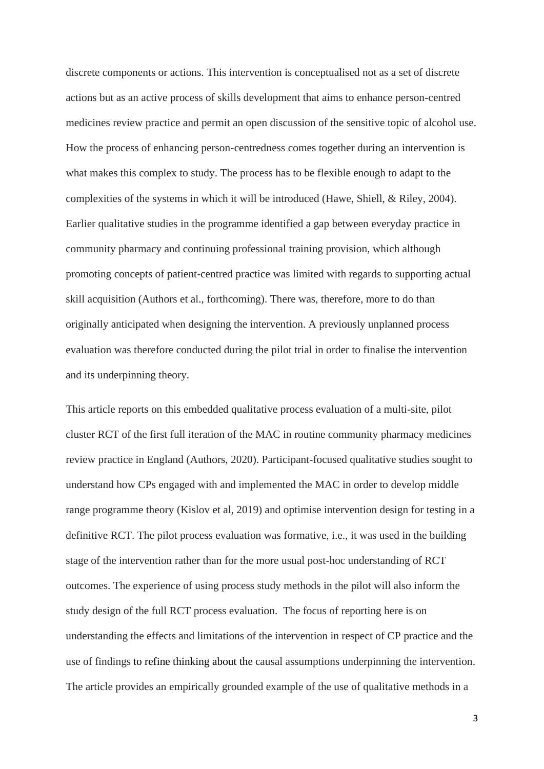discrete components or actions. This intervention is conceptualised not as a set of discrete actions but as an active process of skills development that aims to enhance person-centred medicines review practice and permit an open discussion of the sensitive topic of alcohol use. How the process of enhancing person-centredness comes together during an intervention is what makes this complex to study. The process has to be flexible enough to adapt to the complexities of the systems in which it will be introduced (Hawe, Shiell, & Riley, 2004). Earlier qualitative studies in the programme identified a gap between everyday practice in community pharmacy and continuing professional training provision, which although promoting concepts of patient-centred practice was limited with regards to supporting actual skill acquisition (Authors et al., forthcoming). There was, therefore, more to do than originally anticipated when designing the intervention. A previously unplanned process evaluation was therefore conducted during the pilot trial in order to finalise the intervention and its underpinning theory.

This article reports on this embedded qualitative process evaluation of a multi-site, pilot cluster RCT of the first full iteration of the MAC in routine community pharmacy medicines review practice in England (Authors, 2020). Participant-focused qualitative studies sought to understand how CPs engaged with and implemented the MAC in order to develop middle range programme theory (Kislov et al, 2019) and optimise intervention design for testing in a definitive RCT. The pilot process evaluation was formative, i.e., it was used in the building stage of the intervention rather than for the more usual post-hoc understanding of RCT outcomes. The experience of using process study methods in the pilot will also inform the study design of the full RCT process evaluation. The focus of reporting here is on understanding the effects and limitations of the intervention in respect of CP practice and the use of findings to refine thinking about the causal assumptions underpinning the intervention. The article provides an empirically grounded example of the use of qualitative methods in a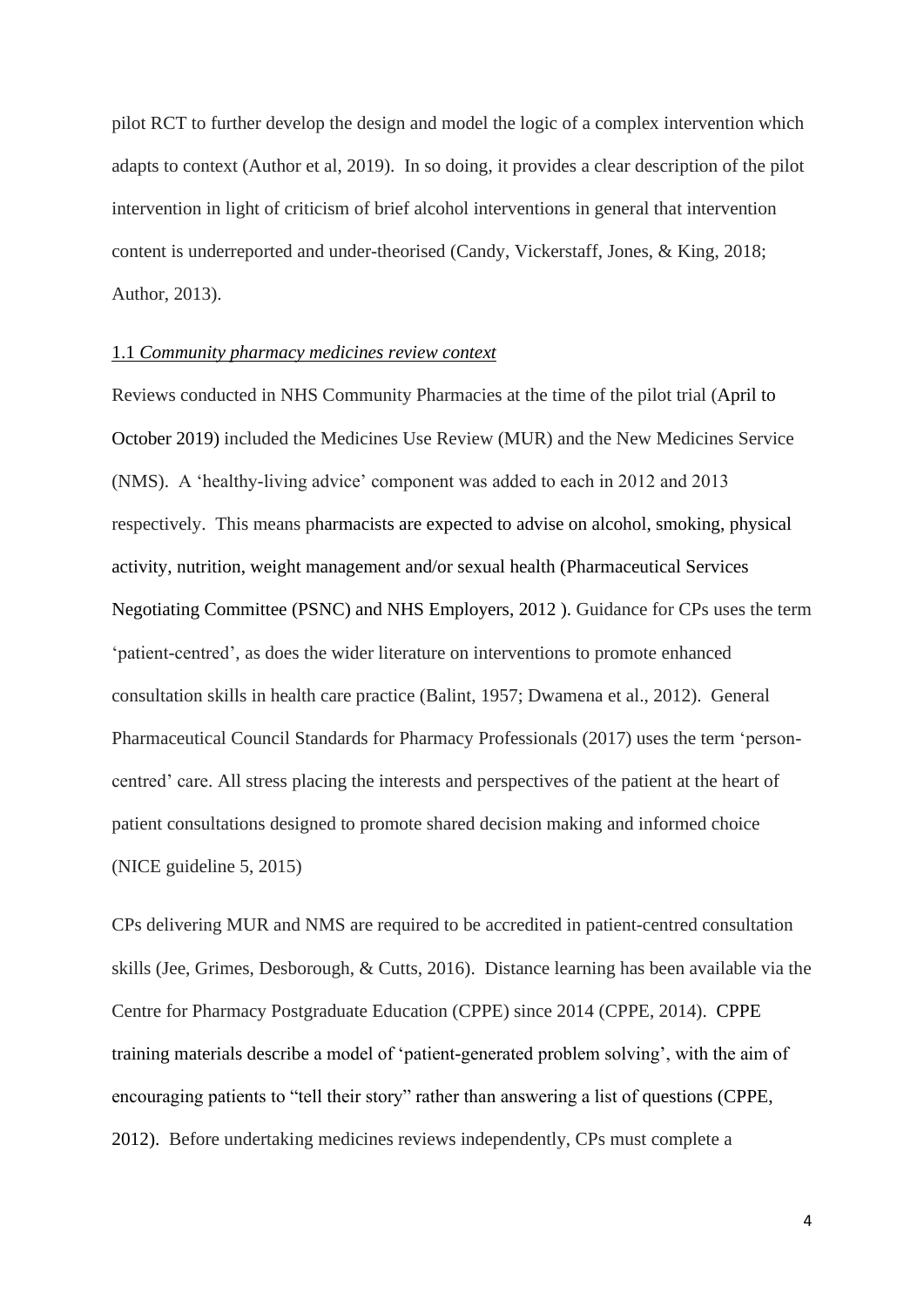pilot RCT to further develop the design and model the logic of a complex intervention which adapts to context (Author et al, 2019). In so doing, it provides a clear description of the pilot intervention in light of criticism of brief alcohol interventions in general that intervention content is underreported and under-theorised (Candy, Vickerstaff, Jones, & King, 2018; Author, 2013).

### 1.1 *Community pharmacy medicines review context*

Reviews conducted in NHS Community Pharmacies at the time of the pilot trial (April to October 2019) included the Medicines Use Review (MUR) and the New Medicines Service (NMS). A 'healthy-living advice' component was added to each in 2012 and 2013 respectively. This means pharmacists are expected to advise on alcohol, smoking, physical activity, nutrition, weight management and/or sexual health (Pharmaceutical Services Negotiating Committee (PSNC) and NHS Employers, 2012 ). Guidance for CPs uses the term 'patient-centred', as does the wider literature on interventions to promote enhanced consultation skills in health care practice (Balint, 1957; Dwamena et al., 2012). General Pharmaceutical Council Standards for Pharmacy Professionals (2017) uses the term 'person-centred' care. All stress placing the interests and perspectives of the patient at the heart of patient consultations designed to promote shared decision making and informed choice (NICE guideline 5, 2015)

CPs delivering MUR and NMS are required to be accredited in patient-centred consultation skills (Jee, Grimes, Desborough, & Cutts, 2016). Distance learning has been available via the Centre for Pharmacy Postgraduate Education (CPPE) since 2014 (CPPE, 2014). CPPE training materials describe a model of 'patient-generated problem solving', with the aim of encouraging patients to "tell their story" rather than answering a list of questions (CPPE, 2012). Before undertaking medicines reviews independently, CPs must complete a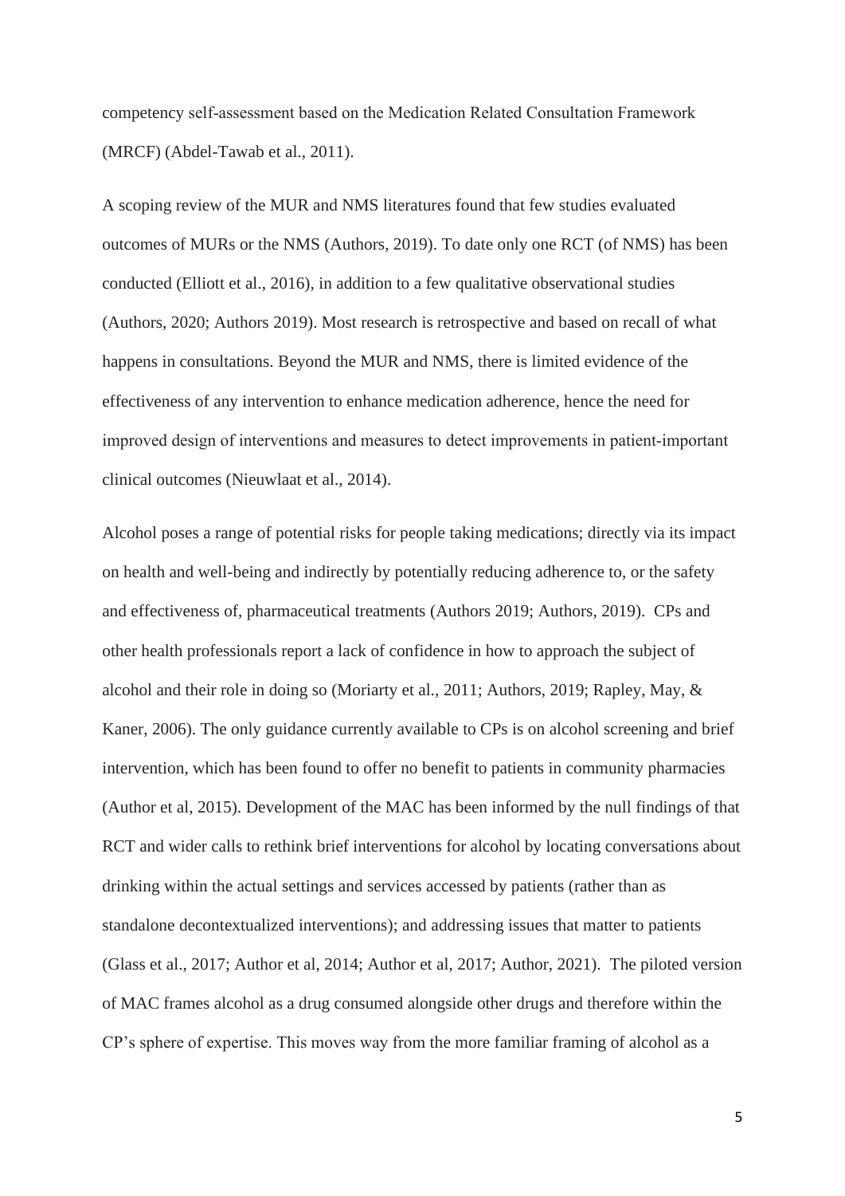competency self-assessment based on the Medication Related Consultation Framework (MRCF) (Abdel-Tawab et al., 2011).

A scoping review of the MUR and NMS literatures found that few studies evaluated outcomes of MURs or the NMS (Authors, 2019). To date only one RCT (of NMS) has been conducted (Elliott et al., 2016), in addition to a few qualitative observational studies (Authors, 2020; Authors 2019). Most research is retrospective and based on recall of what happens in consultations. Beyond the MUR and NMS, there is limited evidence of the effectiveness of any intervention to enhance medication adherence, hence the need for improved design of interventions and measures to detect improvements in patient-important clinical outcomes (Nieuwlaat et al., 2014).

Alcohol poses a range of potential risks for people taking medications; directly via its impact on health and well-being and indirectly by potentially reducing adherence to, or the safety and effectiveness of, pharmaceutical treatments (Authors 2019; Authors, 2019). CPs and other health professionals report a lack of confidence in how to approach the subject of alcohol and their role in doing so (Moriarty et al., 2011; Authors, 2019; Rapley, May, & Kaner, 2006). The only guidance currently available to CPs is on alcohol screening and brief intervention, which has been found to offer no benefit to patients in community pharmacies (Author et al, 2015). Development of the MAC has been informed by the null findings of that RCT and wider calls to rethink brief interventions for alcohol by locating conversations about drinking within the actual settings and services accessed by patients (rather than as standalone decontextualized interventions); and addressing issues that matter to patients (Glass et al., 2017; Author et al, 2014; Author et al, 2017; Author, 2021). The piloted version of MAC frames alcohol as a drug consumed alongside other drugs and therefore within the CP's sphere of expertise. This moves way from the more familiar framing of alcohol as a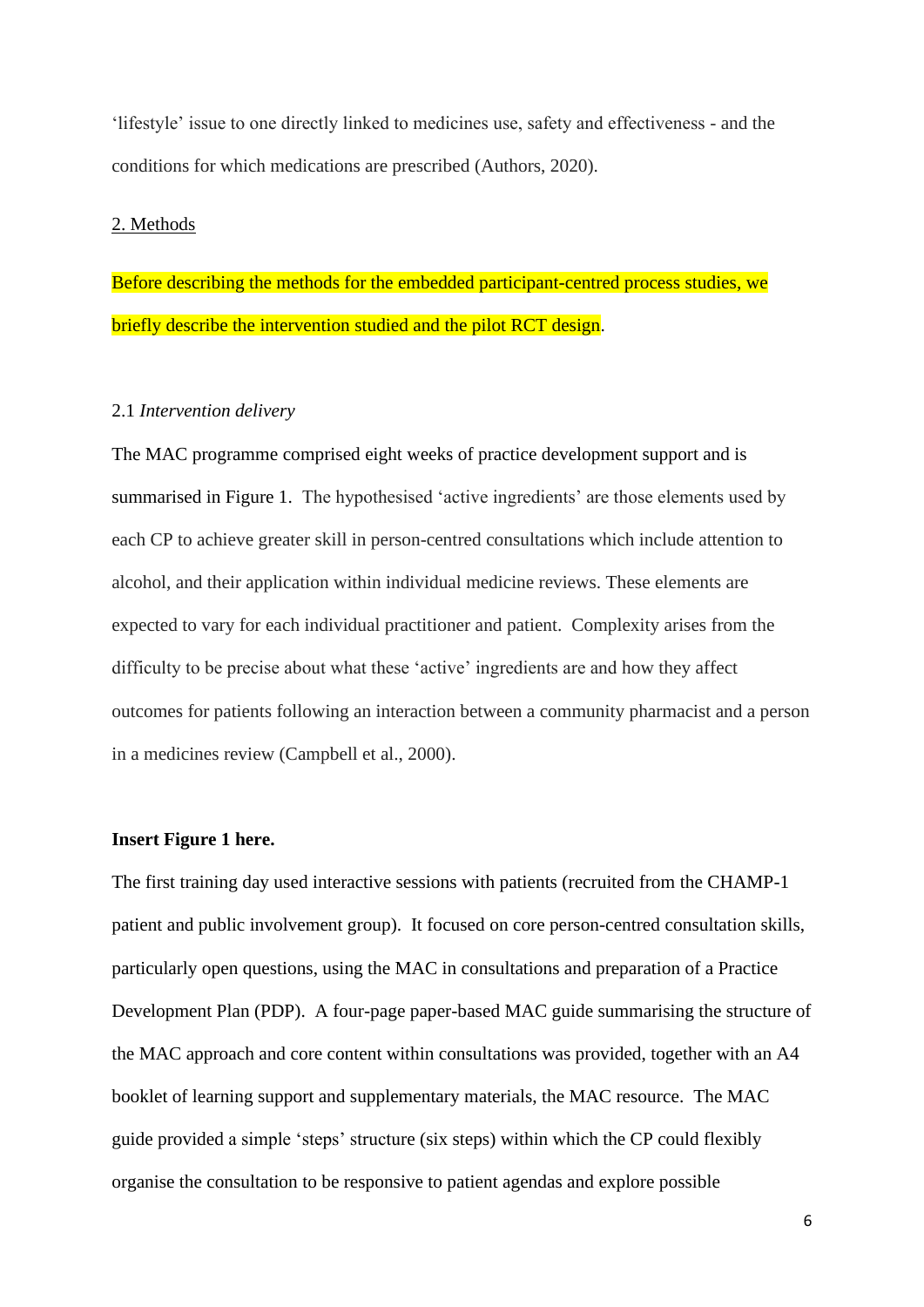'lifestyle' issue to one directly linked to medicines use, safety and effectiveness - and the conditions for which medications are prescribed (Authors, 2020).

## 2. Methods

Before describing the methods for the embedded participant-centred process studies, we briefly describe the intervention studied and the pilot RCT design.

### 2.1 *Intervention delivery*

The MAC programme comprised eight weeks of practice development support and is summarised in Figure 1. The hypothesised 'active ingredients' are those elements used by each CP to achieve greater skill in person-centred consultations which include attention to alcohol, and their application within individual medicine reviews. These elements are expected to vary for each individual practitioner and patient. Complexity arises from the difficulty to be precise about what these 'active' ingredients are and how they affect outcomes for patients following an interaction between a community pharmacist and a person in a medicines review (Campbell et al., 2000).

**Insert Figure 1 here.**

The first training day used interactive sessions with patients (recruited from the CHAMP-1 patient and public involvement group). It focused on core person-centred consultation skills, particularly open questions, using the MAC in consultations and preparation of a Practice Development Plan (PDP). A four-page paper-based MAC guide summarising the structure of the MAC approach and core content within consultations was provided, together with an A4 booklet of learning support and supplementary materials, the MAC resource. The MAC guide provided a simple 'steps' structure (six steps) within which the CP could flexibly organise the consultation to be responsive to patient agendas and explore possible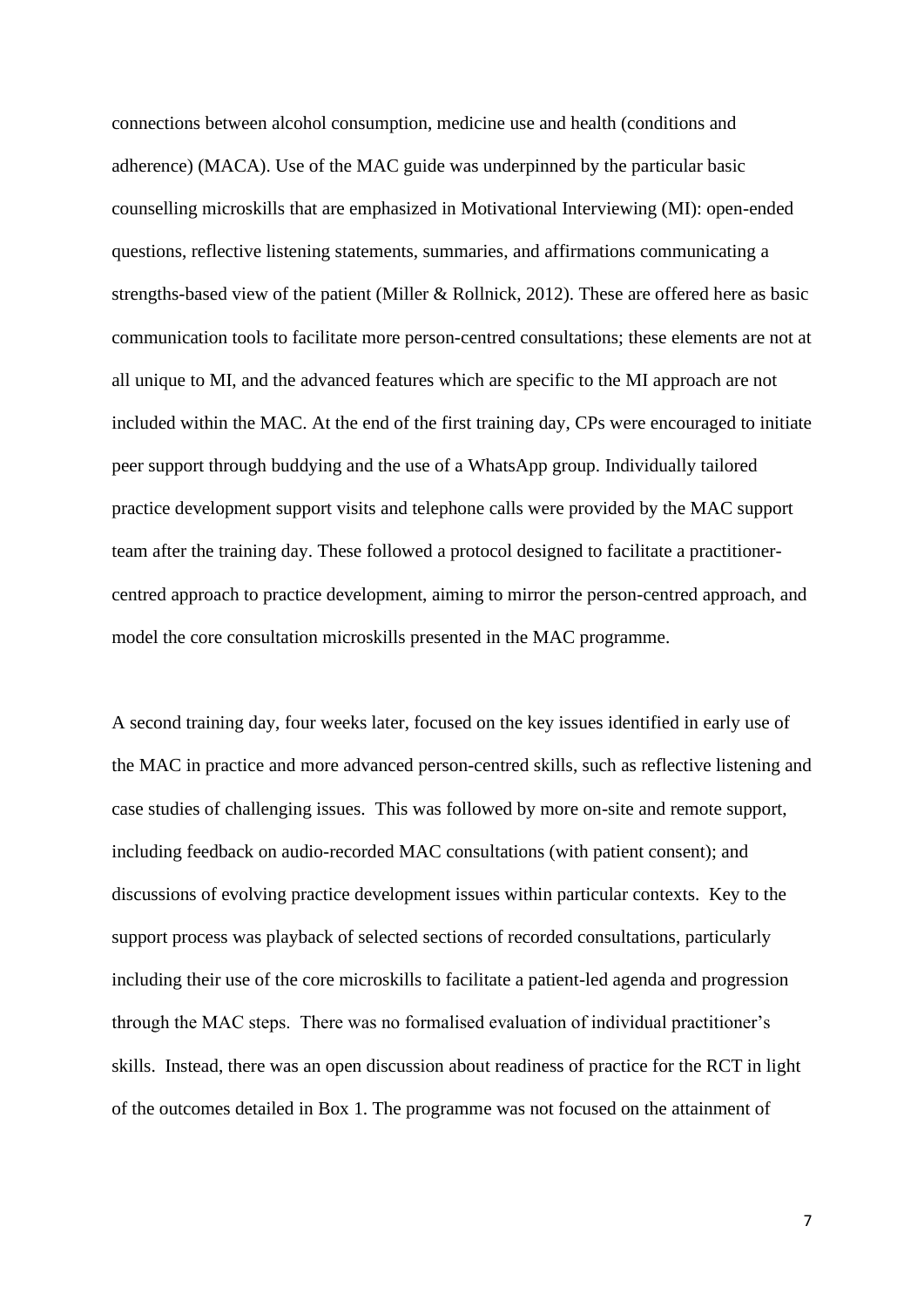connections between alcohol consumption, medicine use and health (conditions and adherence) (MACA). Use of the MAC guide was underpinned by the particular basic counselling microskills that are emphasized in Motivational Interviewing (MI): open-ended questions, reflective listening statements, summaries, and affirmations communicating a strengths-based view of the patient (Miller & Rollnick, 2012). These are offered here as basic communication tools to facilitate more person-centred consultations; these elements are not at all unique to MI, and the advanced features which are specific to the MI approach are not included within the MAC. At the end of the first training day, CPs were encouraged to initiate peer support through buddying and the use of a WhatsApp group. Individually tailored practice development support visits and telephone calls were provided by the MAC support team after the training day. These followed a protocol designed to facilitate a practitioner-centred approach to practice development, aiming to mirror the person-centred approach, and model the core consultation microskills presented in the MAC programme.

A second training day, four weeks later, focused on the key issues identified in early use of the MAC in practice and more advanced person-centred skills, such as reflective listening and case studies of challenging issues. This was followed by more on-site and remote support, including feedback on audio-recorded MAC consultations (with patient consent); and discussions of evolving practice development issues within particular contexts. Key to the support process was playback of selected sections of recorded consultations, particularly including their use of the core microskills to facilitate a patient-led agenda and progression through the MAC steps. There was no formalised evaluation of individual practitioner's skills. Instead, there was an open discussion about readiness of practice for the RCT in light of the outcomes detailed in Box 1. The programme was not focused on the attainment of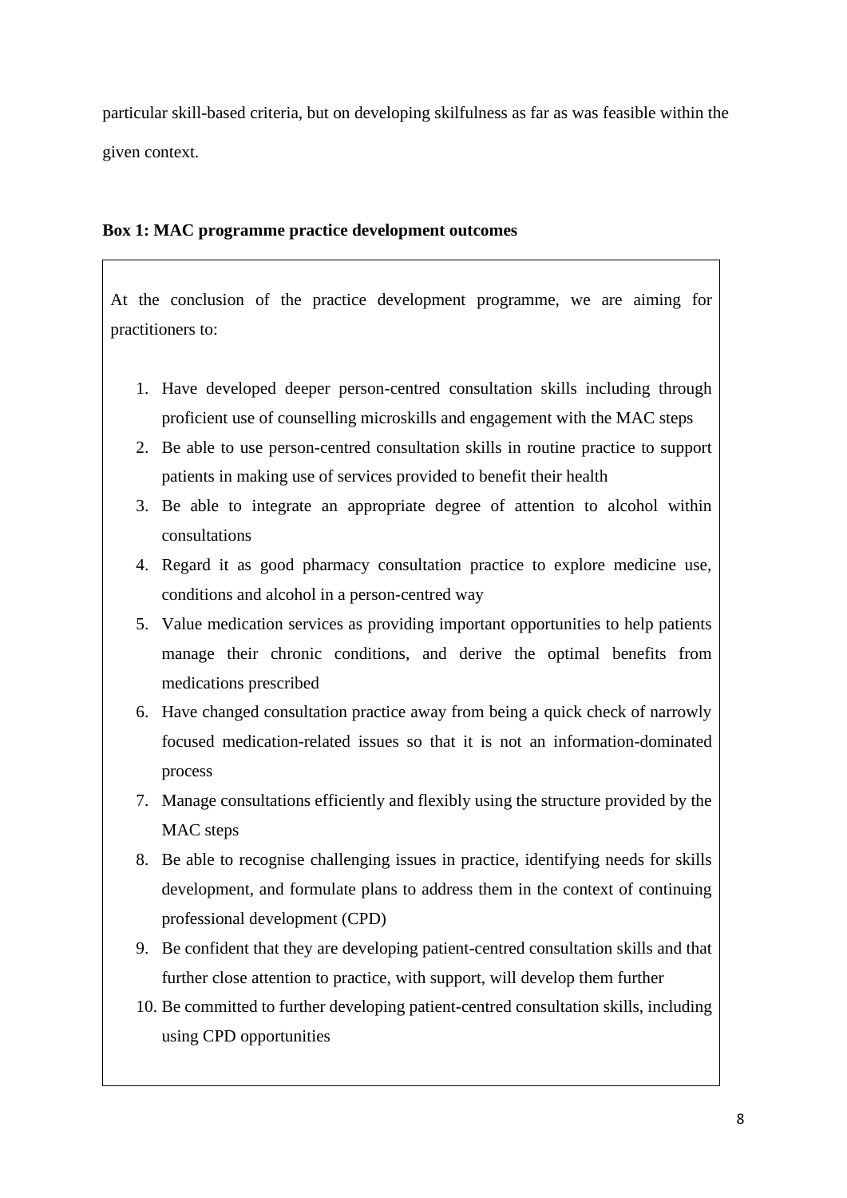particular skill-based criteria, but on developing skilfulness as far as was feasible within the given context.

**Box 1: MAC programme practice development outcomes**

At the conclusion of the practice development programme, we are aiming for practitioners to:

1. Have developed deeper person-centred consultation skills including through proficient use of counselling microskills and engagement with the MAC steps
2. Be able to use person-centred consultation skills in routine practice to support patients in making use of services provided to benefit their health
3. Be able to integrate an appropriate degree of attention to alcohol within consultations
4. Regard it as good pharmacy consultation practice to explore medicine use, conditions and alcohol in a person-centred way
5. Value medication services as providing important opportunities to help patients manage their chronic conditions, and derive the optimal benefits from medications prescribed
6. Have changed consultation practice away from being a quick check of narrowly focused medication-related issues so that it is not an information-dominated process
7. Manage consultations efficiently and flexibly using the structure provided by the MAC steps
8. Be able to recognise challenging issues in practice, identifying needs for skills development, and formulate plans to address them in the context of continuing professional development (CPD)
9. Be confident that they are developing patient-centred consultation skills and that further close attention to practice, with support, will develop them further
10. Be committed to further developing patient-centred consultation skills, including using CPD opportunities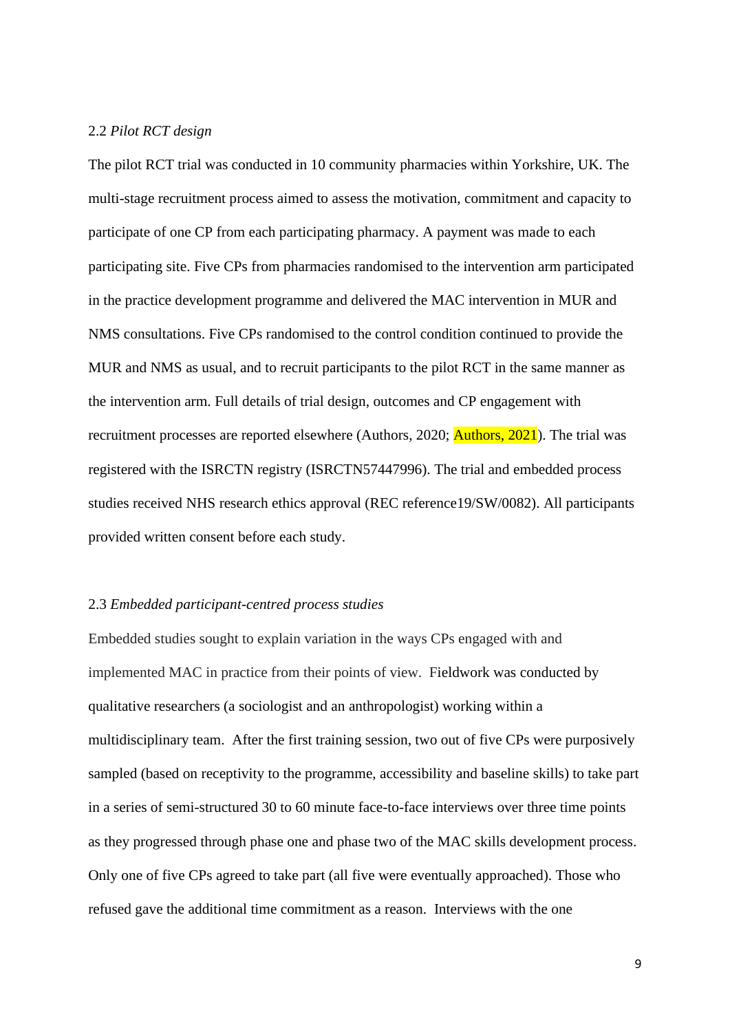## 2.2 *Pilot RCT design*

The pilot RCT trial was conducted in 10 community pharmacies within Yorkshire, UK. The multi-stage recruitment process aimed to assess the motivation, commitment and capacity to participate of one CP from each participating pharmacy. A payment was made to each participating site. Five CPs from pharmacies randomised to the intervention arm participated in the practice development programme and delivered the MAC intervention in MUR and NMS consultations. Five CPs randomised to the control condition continued to provide the MUR and NMS as usual, and to recruit participants to the pilot RCT in the same manner as the intervention arm. Full details of trial design, outcomes and CP engagement with recruitment processes are reported elsewhere (Authors, 2020; Authors, 2021). The trial was registered with the ISRCTN registry (ISRCTN57447996). The trial and embedded process studies received NHS research ethics approval (REC reference19/SW/0082). All participants provided written consent before each study.

## 2.3 *Embedded participant-centred process studies*

Embedded studies sought to explain variation in the ways CPs engaged with and implemented MAC in practice from their points of view. Fieldwork was conducted by qualitative researchers (a sociologist and an anthropologist) working within a multidisciplinary team. After the first training session, two out of five CPs were purposively sampled (based on receptivity to the programme, accessibility and baseline skills) to take part in a series of semi-structured 30 to 60 minute face-to-face interviews over three time points as they progressed through phase one and phase two of the MAC skills development process. Only one of five CPs agreed to take part (all five were eventually approached). Those who refused gave the additional time commitment as a reason. Interviews with the one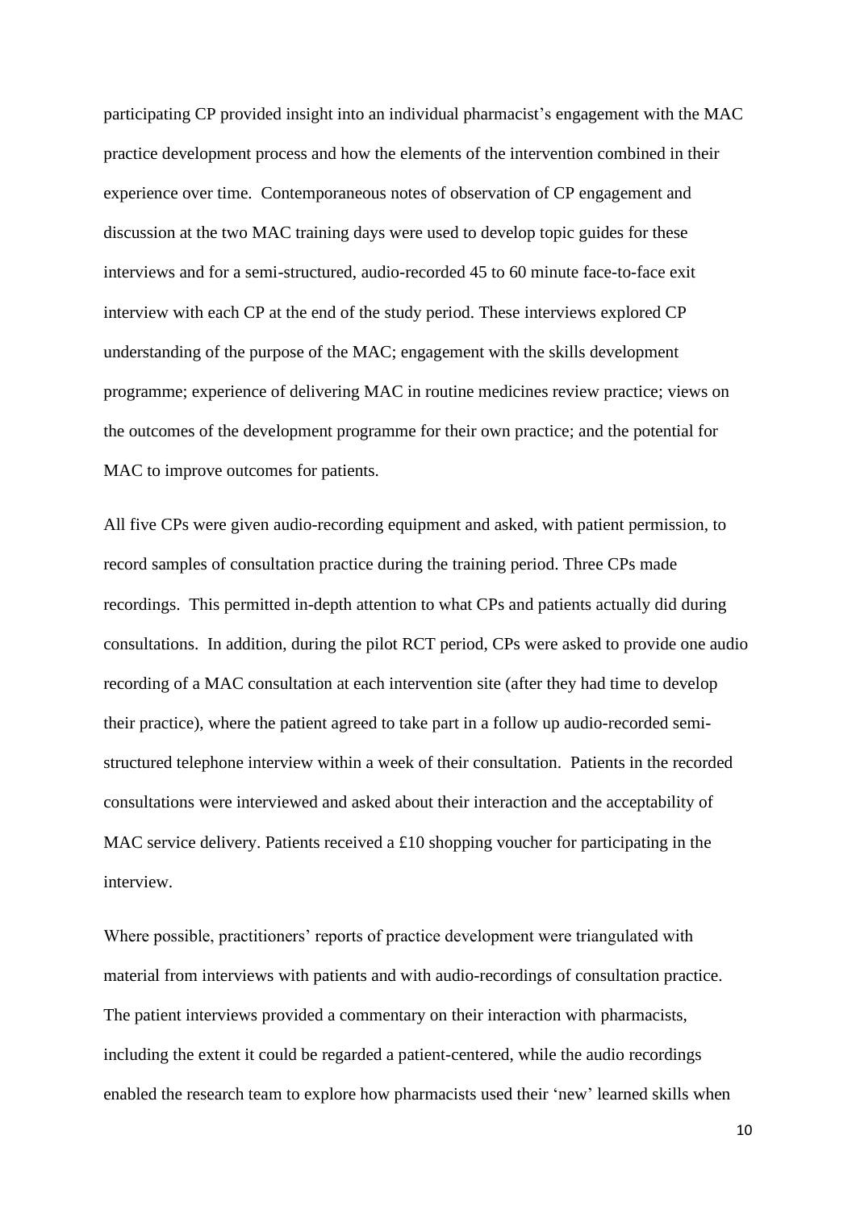participating CP provided insight into an individual pharmacist's engagement with the MAC practice development process and how the elements of the intervention combined in their experience over time. Contemporaneous notes of observation of CP engagement and discussion at the two MAC training days were used to develop topic guides for these interviews and for a semi-structured, audio-recorded 45 to 60 minute face-to-face exit interview with each CP at the end of the study period. These interviews explored CP understanding of the purpose of the MAC; engagement with the skills development programme; experience of delivering MAC in routine medicines review practice; views on the outcomes of the development programme for their own practice; and the potential for MAC to improve outcomes for patients.

All five CPs were given audio-recording equipment and asked, with patient permission, to record samples of consultation practice during the training period. Three CPs made recordings. This permitted in-depth attention to what CPs and patients actually did during consultations. In addition, during the pilot RCT period, CPs were asked to provide one audio recording of a MAC consultation at each intervention site (after they had time to develop their practice), where the patient agreed to take part in a follow up audio-recorded semi-structured telephone interview within a week of their consultation. Patients in the recorded consultations were interviewed and asked about their interaction and the acceptability of MAC service delivery. Patients received a £10 shopping voucher for participating in the interview.

Where possible, practitioners' reports of practice development were triangulated with material from interviews with patients and with audio-recordings of consultation practice. The patient interviews provided a commentary on their interaction with pharmacists, including the extent it could be regarded a patient-centered, while the audio recordings enabled the research team to explore how pharmacists used their 'new' learned skills when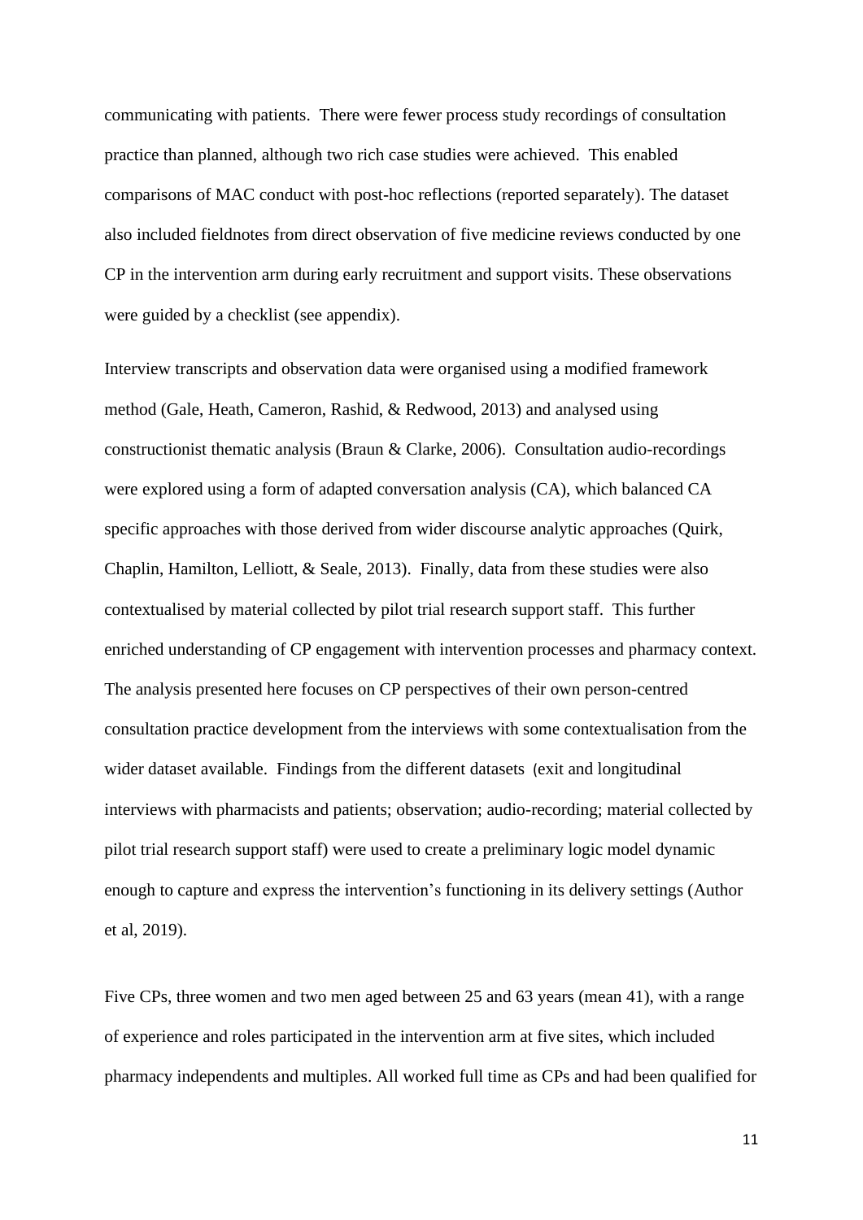communicating with patients. There were fewer process study recordings of consultation practice than planned, although two rich case studies were achieved. This enabled comparisons of MAC conduct with post-hoc reflections (reported separately). The dataset also included fieldnotes from direct observation of five medicine reviews conducted by one CP in the intervention arm during early recruitment and support visits. These observations were guided by a checklist (see appendix).

Interview transcripts and observation data were organised using a modified framework method (Gale, Heath, Cameron, Rashid, & Redwood, 2013) and analysed using constructionist thematic analysis (Braun & Clarke, 2006). Consultation audio-recordings were explored using a form of adapted conversation analysis (CA), which balanced CA specific approaches with those derived from wider discourse analytic approaches (Quirk, Chaplin, Hamilton, Lelliott, & Seale, 2013). Finally, data from these studies were also contextualised by material collected by pilot trial research support staff. This further enriched understanding of CP engagement with intervention processes and pharmacy context. The analysis presented here focuses on CP perspectives of their own person-centred consultation practice development from the interviews with some contextualisation from the wider dataset available. Findings from the different datasets (exit and longitudinal interviews with pharmacists and patients; observation; audio-recording; material collected by pilot trial research support staff) were used to create a preliminary logic model dynamic enough to capture and express the intervention's functioning in its delivery settings (Author et al, 2019).

Five CPs, three women and two men aged between 25 and 63 years (mean 41), with a range of experience and roles participated in the intervention arm at five sites, which included pharmacy independents and multiples. All worked full time as CPs and had been qualified for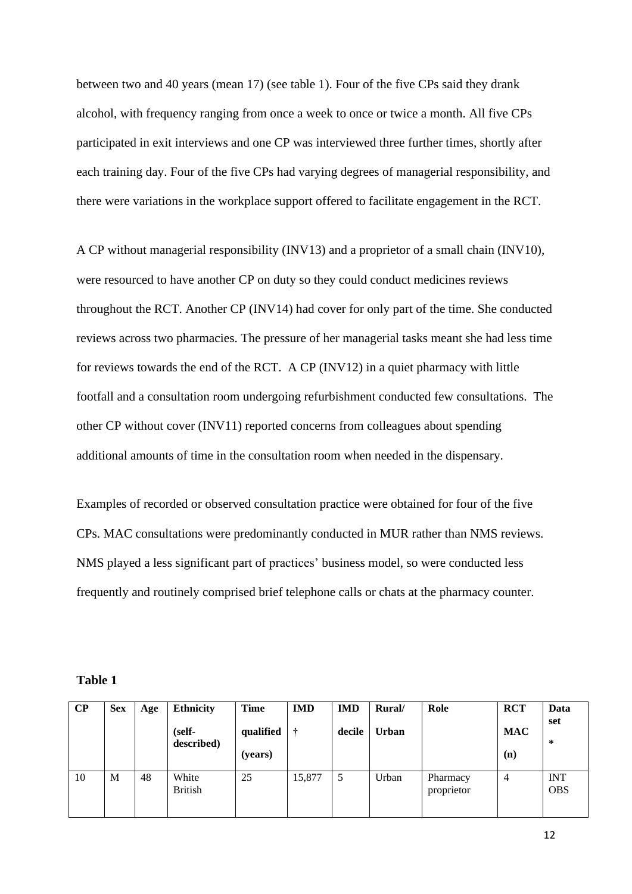between two and 40 years (mean 17) (see table 1). Four of the five CPs said they drank alcohol, with frequency ranging from once a week to once or twice a month. All five CPs participated in exit interviews and one CP was interviewed three further times, shortly after each training day. Four of the five CPs had varying degrees of managerial responsibility, and there were variations in the workplace support offered to facilitate engagement in the RCT.

A CP without managerial responsibility (INV13) and a proprietor of a small chain (INV10), were resourced to have another CP on duty so they could conduct medicines reviews throughout the RCT. Another CP (INV14) had cover for only part of the time. She conducted reviews across two pharmacies. The pressure of her managerial tasks meant she had less time for reviews towards the end of the RCT. A CP (INV12) in a quiet pharmacy with little footfall and a consultation room undergoing refurbishment conducted few consultations. The other CP without cover (INV11) reported concerns from colleagues about spending additional amounts of time in the consultation room when needed in the dispensary.

Examples of recorded or observed consultation practice were obtained for four of the five CPs. MAC consultations were predominantly conducted in MUR rather than NMS reviews. NMS played a less significant part of practices' business model, so were conducted less frequently and routinely comprised brief telephone calls or chats at the pharmacy counter.

**Table 1**

| CP | Sex | Age | Ethnicity (self-described) | Time qualified (years) | IMD † | IMD decile | Rural/ Urban | Role | RCT MAC (n) | Data set * |
|---|---|---|---|---|---|---|---|---|---|---|
| 10 | M | 48 | White British | 25 | 15,877 | 5 | Urban | Pharmacy proprietor | 4 | INT OBS |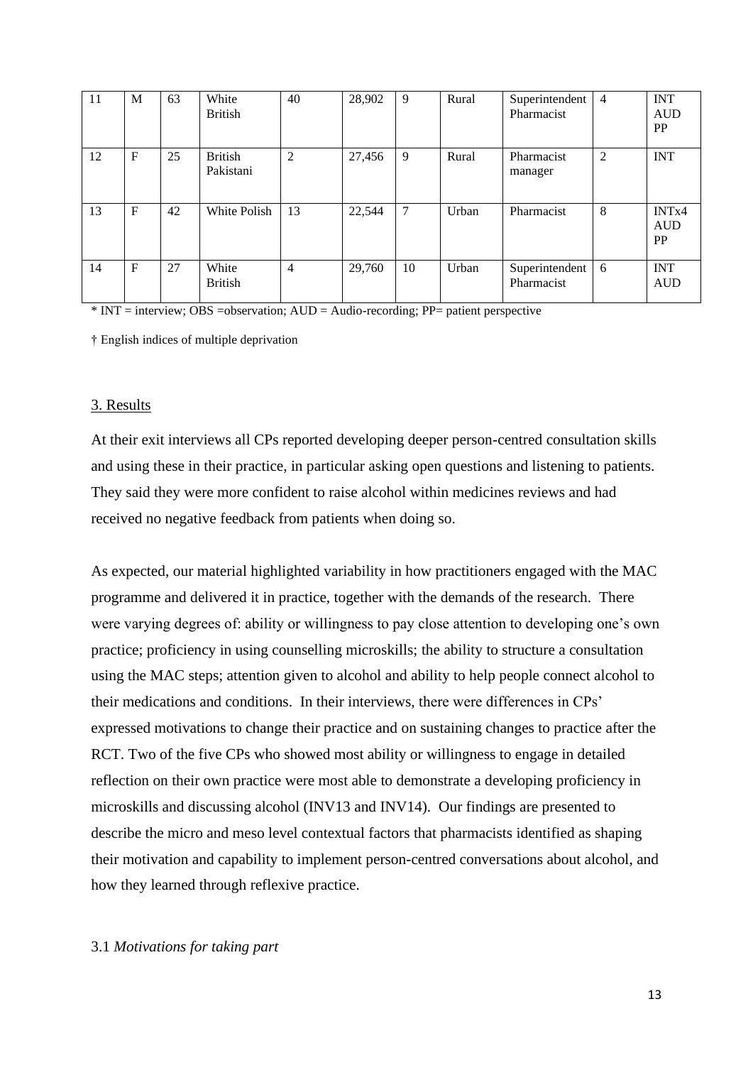| 11 | M | 63 | White British | 40 | 28,902 | 9 | Rural | Superintendent Pharmacist | 4 | INT AUD PP |
|---|---|---|---|---|---|---|---|---|---|---|
| 12 | F | 25 | British Pakistani | 2 | 27,456 | 9 | Rural | Pharmacist manager | 2 | INT |
| 13 | F | 42 | White Polish | 13 | 22,544 | 7 | Urban | Pharmacist | 8 | INTx4 AUD PP |
| 14 | F | 27 | White British | 4 | 29,760 | 10 | Urban | Superintendent Pharmacist | 6 | INT AUD |

* INT = interview; OBS =observation; AUD = Audio-recording; PP= patient perspective

† English indices of multiple deprivation

## 3. Results

At their exit interviews all CPs reported developing deeper person-centred consultation skills and using these in their practice, in particular asking open questions and listening to patients. They said they were more confident to raise alcohol within medicines reviews and had received no negative feedback from patients when doing so.

As expected, our material highlighted variability in how practitioners engaged with the MAC programme and delivered it in practice, together with the demands of the research. There were varying degrees of: ability or willingness to pay close attention to developing one's own practice; proficiency in using counselling microskills; the ability to structure a consultation using the MAC steps; attention given to alcohol and ability to help people connect alcohol to their medications and conditions. In their interviews, there were differences in CPs' expressed motivations to change their practice and on sustaining changes to practice after the RCT. Two of the five CPs who showed most ability or willingness to engage in detailed reflection on their own practice were most able to demonstrate a developing proficiency in microskills and discussing alcohol (INV13 and INV14). Our findings are presented to describe the micro and meso level contextual factors that pharmacists identified as shaping their motivation and capability to implement person-centred conversations about alcohol, and how they learned through reflexive practice.

### 3.1 *Motivations for taking part*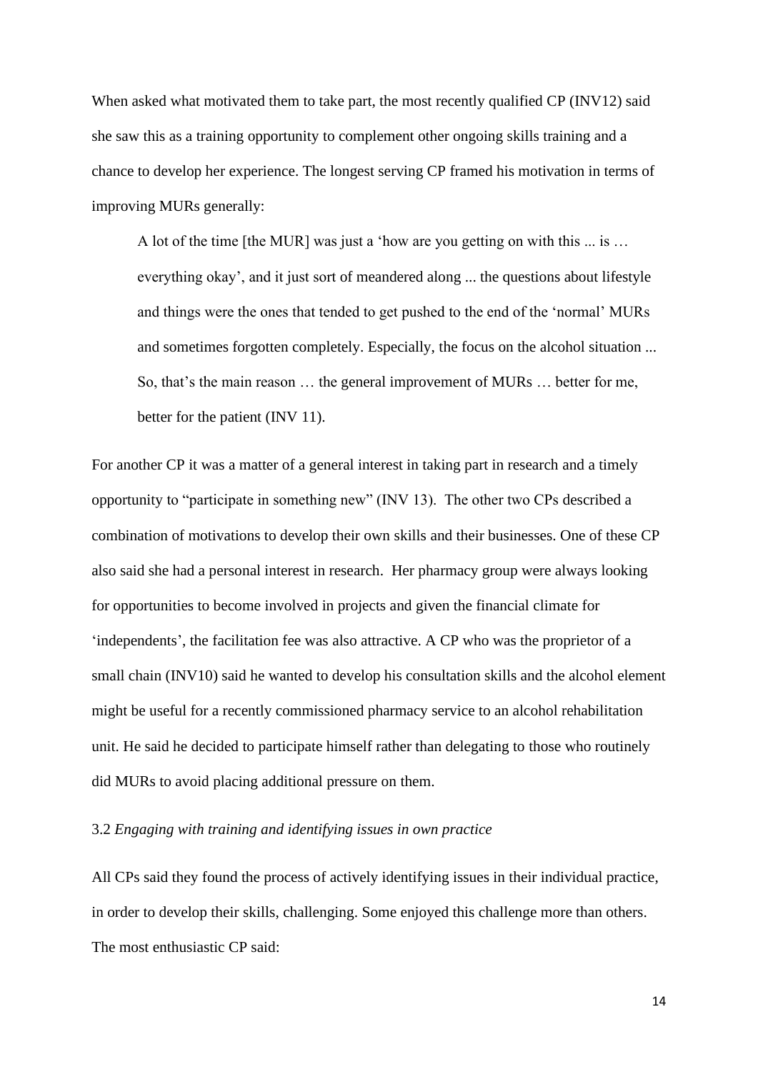When asked what motivated them to take part, the most recently qualified CP (INV12) said she saw this as a training opportunity to complement other ongoing skills training and a chance to develop her experience. The longest serving CP framed his motivation in terms of improving MURs generally:

> A lot of the time [the MUR] was just a 'how are you getting on with this ... is … everything okay', and it just sort of meandered along ... the questions about lifestyle and things were the ones that tended to get pushed to the end of the 'normal' MURs and sometimes forgotten completely. Especially, the focus on the alcohol situation ... So, that's the main reason … the general improvement of MURs … better for me, better for the patient (INV 11).

For another CP it was a matter of a general interest in taking part in research and a timely opportunity to "participate in something new" (INV 13). The other two CPs described a combination of motivations to develop their own skills and their businesses. One of these CP also said she had a personal interest in research. Her pharmacy group were always looking for opportunities to become involved in projects and given the financial climate for 'independents', the facilitation fee was also attractive. A CP who was the proprietor of a small chain (INV10) said he wanted to develop his consultation skills and the alcohol element might be useful for a recently commissioned pharmacy service to an alcohol rehabilitation unit. He said he decided to participate himself rather than delegating to those who routinely did MURs to avoid placing additional pressure on them.

### 3.2 *Engaging with training and identifying issues in own practice*

All CPs said they found the process of actively identifying issues in their individual practice, in order to develop their skills, challenging. Some enjoyed this challenge more than others. The most enthusiastic CP said: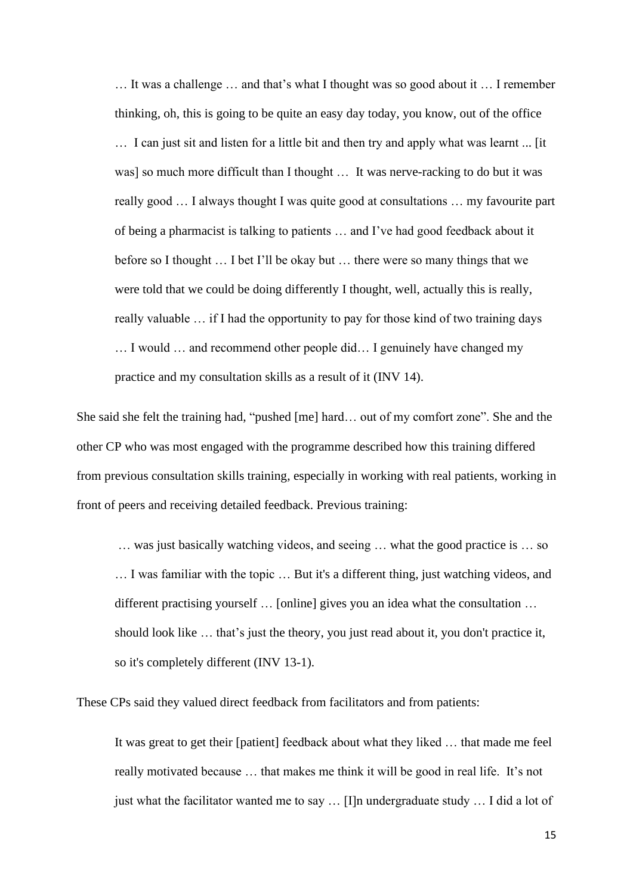> … It was a challenge … and that's what I thought was so good about it … I remember thinking, oh, this is going to be quite an easy day today, you know, out of the office … I can just sit and listen for a little bit and then try and apply what was learnt ... [it was] so much more difficult than I thought … It was nerve-racking to do but it was really good … I always thought I was quite good at consultations … my favourite part of being a pharmacist is talking to patients … and I've had good feedback about it before so I thought … I bet I'll be okay but … there were so many things that we were told that we could be doing differently I thought, well, actually this is really, really valuable … if I had the opportunity to pay for those kind of two training days … I would … and recommend other people did… I genuinely have changed my practice and my consultation skills as a result of it (INV 14).

She said she felt the training had, "pushed [me] hard… out of my comfort zone". She and the other CP who was most engaged with the programme described how this training differed from previous consultation skills training, especially in working with real patients, working in front of peers and receiving detailed feedback. Previous training:

> … was just basically watching videos, and seeing … what the good practice is … so … I was familiar with the topic … But it's a different thing, just watching videos, and different practising yourself … [online] gives you an idea what the consultation … should look like … that's just the theory, you just read about it, you don't practice it, so it's completely different (INV 13-1).

These CPs said they valued direct feedback from facilitators and from patients:

> It was great to get their [patient] feedback about what they liked … that made me feel really motivated because … that makes me think it will be good in real life. It's not just what the facilitator wanted me to say … [I]n undergraduate study … I did a lot of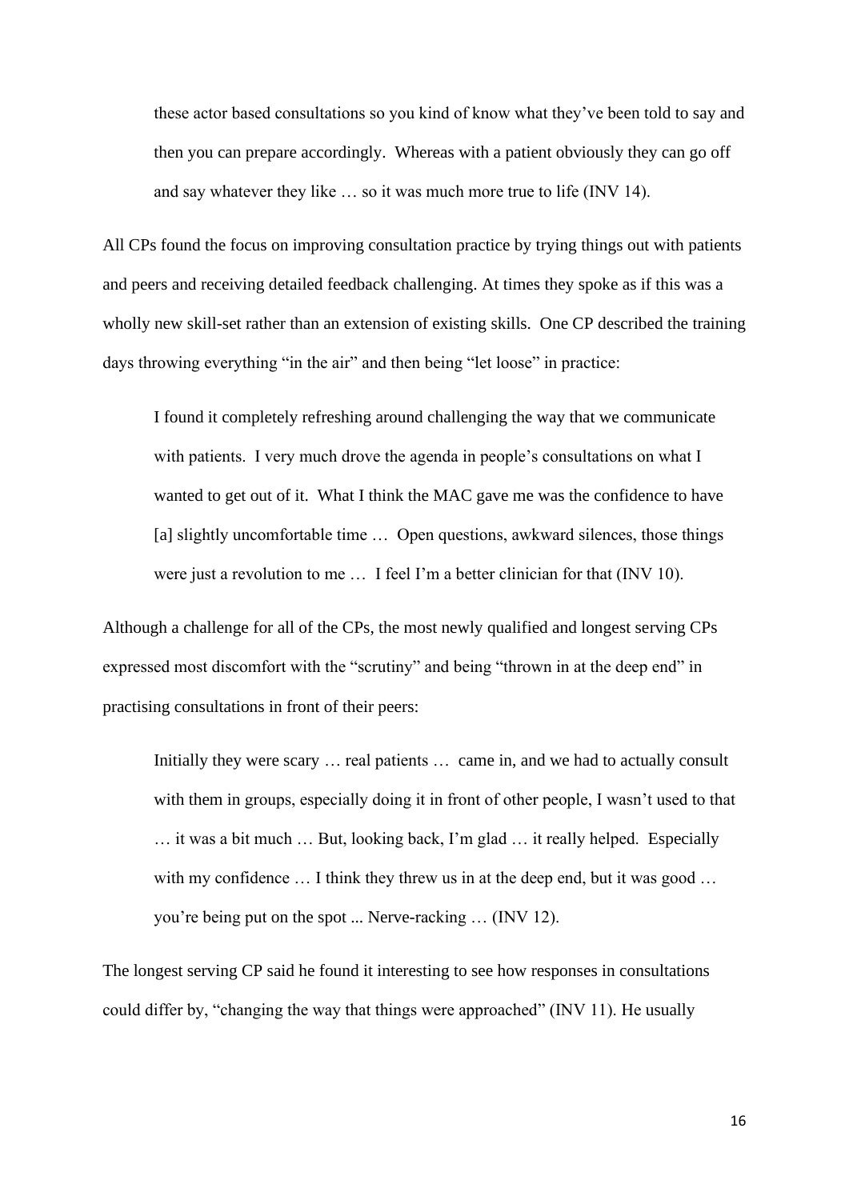> these actor based consultations so you kind of know what they've been told to say and then you can prepare accordingly. Whereas with a patient obviously they can go off and say whatever they like … so it was much more true to life (INV 14).

All CPs found the focus on improving consultation practice by trying things out with patients and peers and receiving detailed feedback challenging. At times they spoke as if this was a wholly new skill-set rather than an extension of existing skills. One CP described the training days throwing everything "in the air" and then being "let loose" in practice:

> I found it completely refreshing around challenging the way that we communicate with patients. I very much drove the agenda in people's consultations on what I wanted to get out of it. What I think the MAC gave me was the confidence to have [a] slightly uncomfortable time … Open questions, awkward silences, those things were just a revolution to me … I feel I'm a better clinician for that (INV 10).

Although a challenge for all of the CPs, the most newly qualified and longest serving CPs expressed most discomfort with the "scrutiny" and being "thrown in at the deep end" in practising consultations in front of their peers:

> Initially they were scary … real patients … came in, and we had to actually consult with them in groups, especially doing it in front of other people, I wasn't used to that … it was a bit much … But, looking back, I'm glad … it really helped. Especially with my confidence … I think they threw us in at the deep end, but it was good … you're being put on the spot ... Nerve-racking … (INV 12).

The longest serving CP said he found it interesting to see how responses in consultations could differ by, "changing the way that things were approached" (INV 11). He usually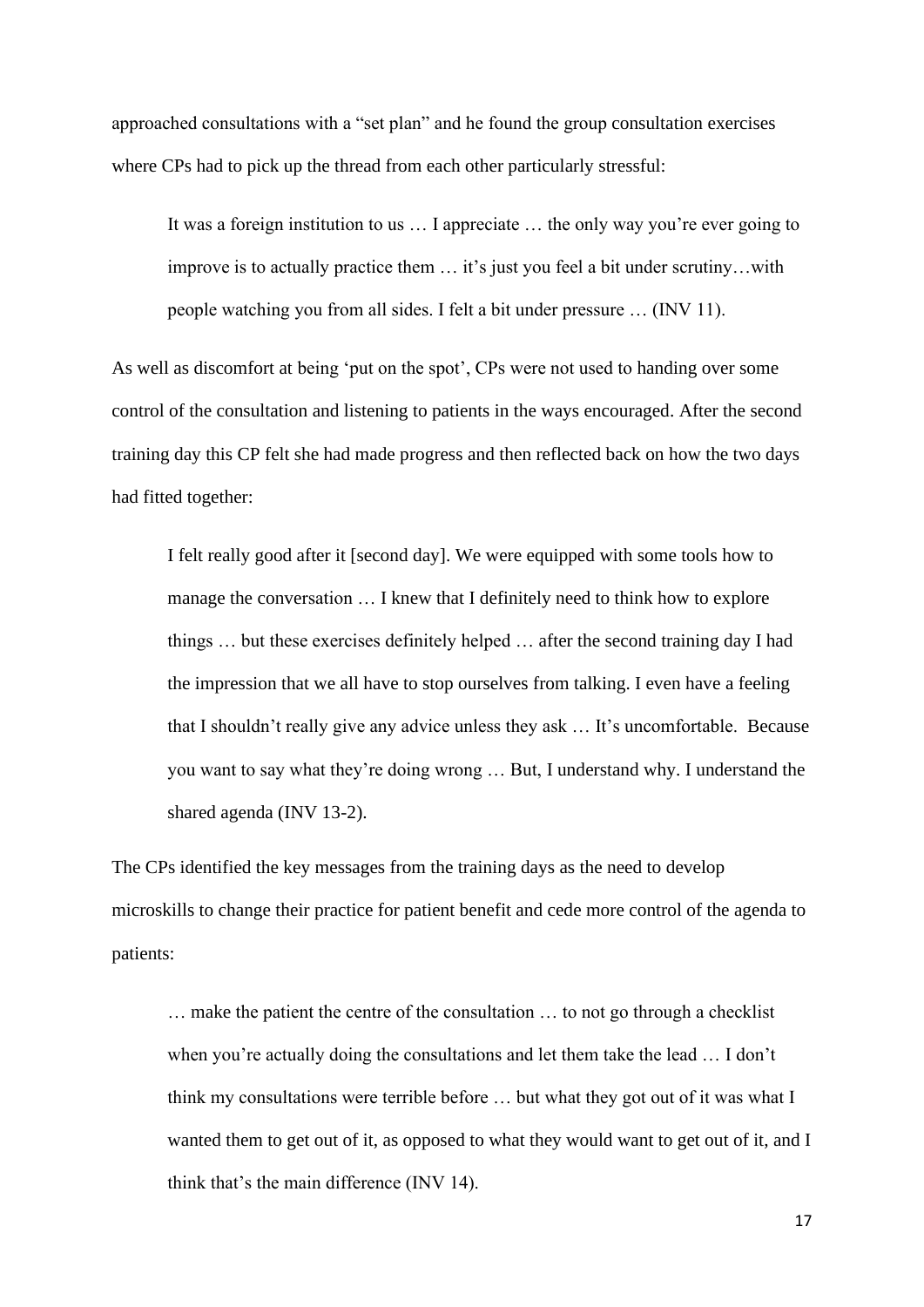approached consultations with a "set plan" and he found the group consultation exercises where CPs had to pick up the thread from each other particularly stressful:

> It was a foreign institution to us … I appreciate … the only way you're ever going to improve is to actually practice them … it's just you feel a bit under scrutiny…with people watching you from all sides. I felt a bit under pressure … (INV 11).

As well as discomfort at being 'put on the spot', CPs were not used to handing over some control of the consultation and listening to patients in the ways encouraged. After the second training day this CP felt she had made progress and then reflected back on how the two days had fitted together:

> I felt really good after it [second day]. We were equipped with some tools how to manage the conversation … I knew that I definitely need to think how to explore things … but these exercises definitely helped … after the second training day I had the impression that we all have to stop ourselves from talking. I even have a feeling that I shouldn't really give any advice unless they ask … It's uncomfortable. Because you want to say what they're doing wrong … But, I understand why. I understand the shared agenda (INV 13-2).

The CPs identified the key messages from the training days as the need to develop microskills to change their practice for patient benefit and cede more control of the agenda to patients:

> … make the patient the centre of the consultation … to not go through a checklist when you're actually doing the consultations and let them take the lead … I don't think my consultations were terrible before … but what they got out of it was what I wanted them to get out of it, as opposed to what they would want to get out of it, and I think that's the main difference (INV 14).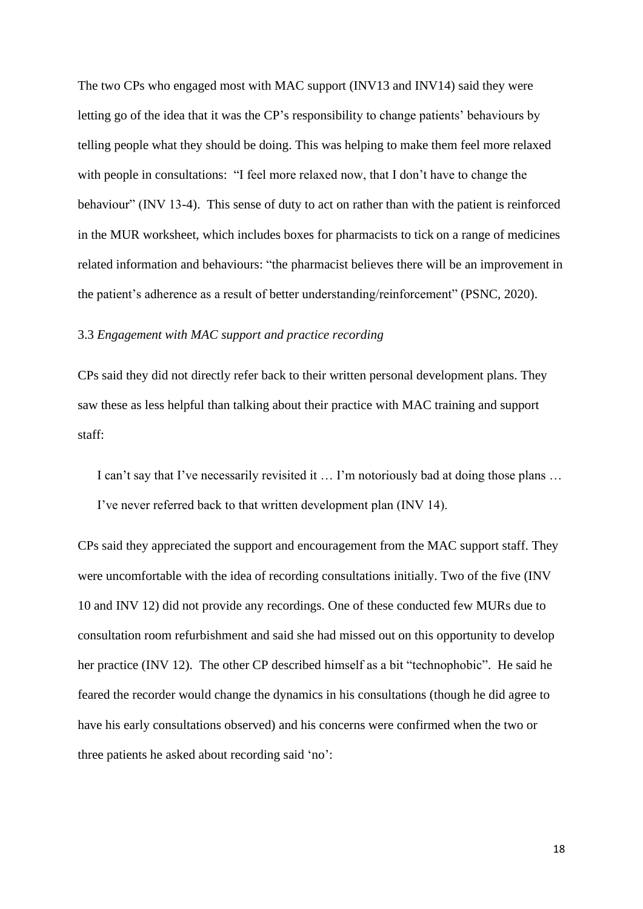The two CPs who engaged most with MAC support (INV13 and INV14) said they were letting go of the idea that it was the CP's responsibility to change patients' behaviours by telling people what they should be doing. This was helping to make them feel more relaxed with people in consultations: "I feel more relaxed now, that I don't have to change the behaviour" (INV 13-4). This sense of duty to act on rather than with the patient is reinforced in the MUR worksheet, which includes boxes for pharmacists to tick on a range of medicines related information and behaviours: "the pharmacist believes there will be an improvement in the patient's adherence as a result of better understanding/reinforcement" (PSNC, 2020).

### 3.3 *Engagement with MAC support and practice recording*

CPs said they did not directly refer back to their written personal development plans. They saw these as less helpful than talking about their practice with MAC training and support staff:

> I can't say that I've necessarily revisited it … I'm notoriously bad at doing those plans … I've never referred back to that written development plan (INV 14).

CPs said they appreciated the support and encouragement from the MAC support staff. They were uncomfortable with the idea of recording consultations initially. Two of the five (INV 10 and INV 12) did not provide any recordings. One of these conducted few MURs due to consultation room refurbishment and said she had missed out on this opportunity to develop her practice (INV 12). The other CP described himself as a bit "technophobic". He said he feared the recorder would change the dynamics in his consultations (though he did agree to have his early consultations observed) and his concerns were confirmed when the two or three patients he asked about recording said 'no':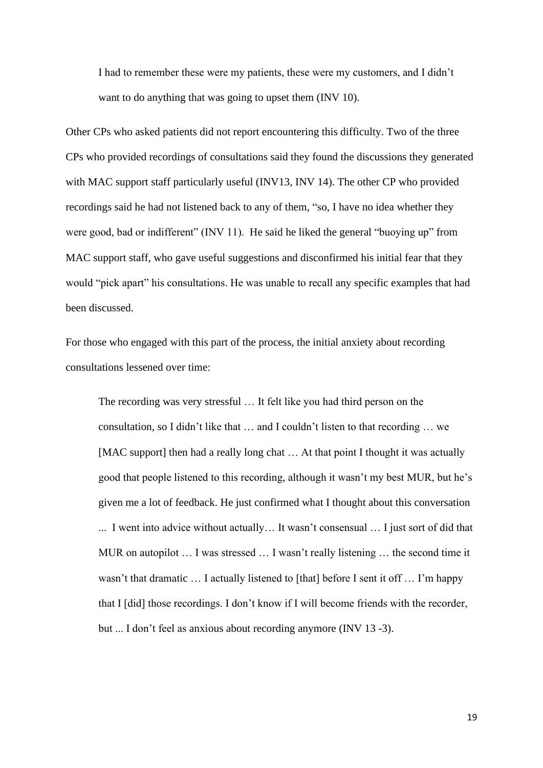> I had to remember these were my patients, these were my customers, and I didn't want to do anything that was going to upset them (INV 10).

Other CPs who asked patients did not report encountering this difficulty. Two of the three CPs who provided recordings of consultations said they found the discussions they generated with MAC support staff particularly useful (INV13, INV 14). The other CP who provided recordings said he had not listened back to any of them, "so, I have no idea whether they were good, bad or indifferent" (INV 11). He said he liked the general "buoying up" from MAC support staff, who gave useful suggestions and disconfirmed his initial fear that they would "pick apart" his consultations. He was unable to recall any specific examples that had been discussed.

For those who engaged with this part of the process, the initial anxiety about recording consultations lessened over time:

> The recording was very stressful … It felt like you had third person on the consultation, so I didn't like that … and I couldn't listen to that recording … we [MAC support] then had a really long chat … At that point I thought it was actually good that people listened to this recording, although it wasn't my best MUR, but he's given me a lot of feedback. He just confirmed what I thought about this conversation ... I went into advice without actually… It wasn't consensual … I just sort of did that MUR on autopilot … I was stressed … I wasn't really listening … the second time it wasn't that dramatic … I actually listened to [that] before I sent it off … I'm happy that I [did] those recordings. I don't know if I will become friends with the recorder, but ... I don't feel as anxious about recording anymore (INV 13 -3).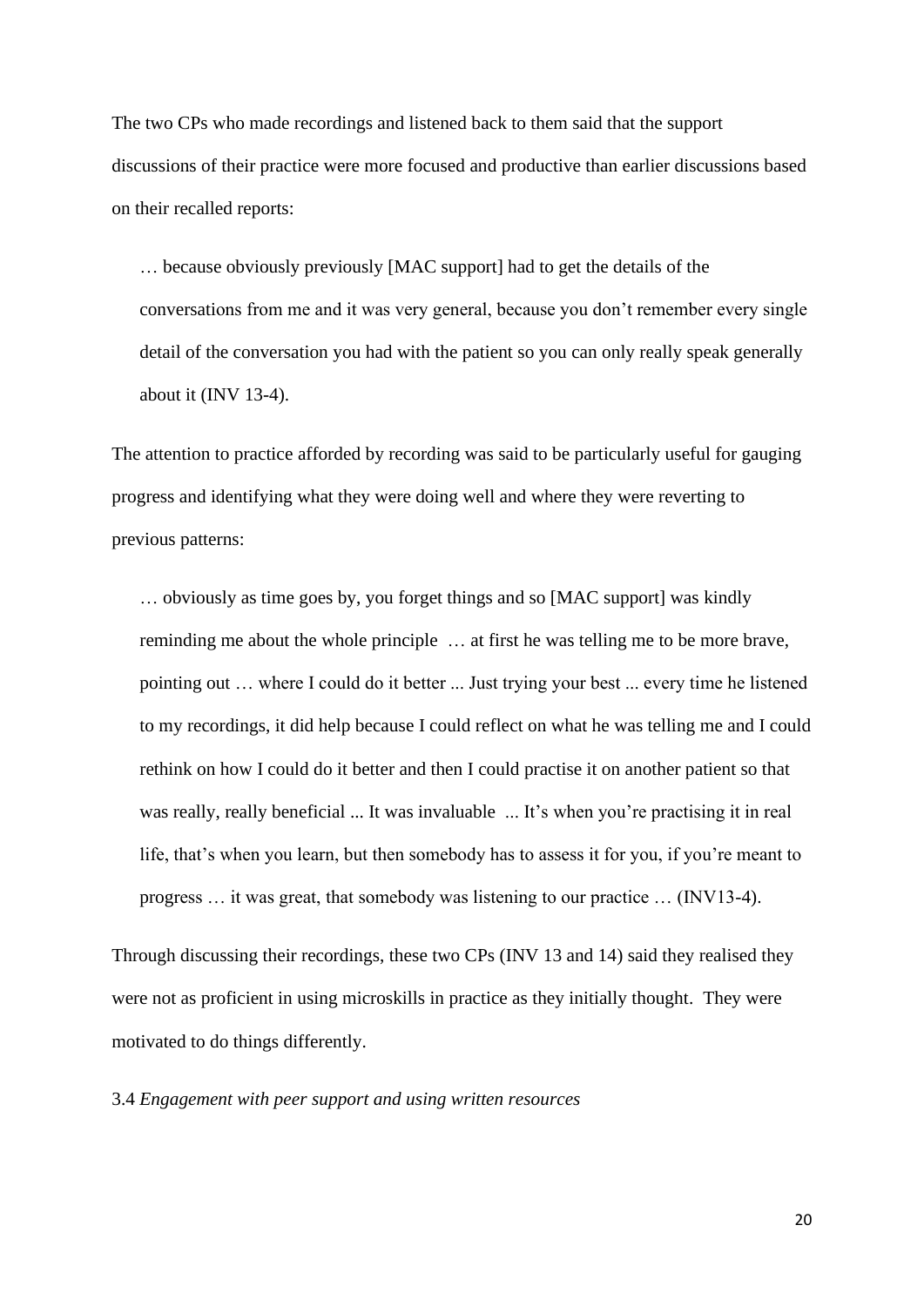The two CPs who made recordings and listened back to them said that the support discussions of their practice were more focused and productive than earlier discussions based on their recalled reports:

> … because obviously previously [MAC support] had to get the details of the conversations from me and it was very general, because you don't remember every single detail of the conversation you had with the patient so you can only really speak generally about it (INV 13-4).

The attention to practice afforded by recording was said to be particularly useful for gauging progress and identifying what they were doing well and where they were reverting to previous patterns:

> … obviously as time goes by, you forget things and so [MAC support] was kindly reminding me about the whole principle … at first he was telling me to be more brave, pointing out … where I could do it better ... Just trying your best ... every time he listened to my recordings, it did help because I could reflect on what he was telling me and I could rethink on how I could do it better and then I could practise it on another patient so that was really, really beneficial ... It was invaluable ... It's when you're practising it in real life, that's when you learn, but then somebody has to assess it for you, if you're meant to progress … it was great, that somebody was listening to our practice … (INV13-4).

Through discussing their recordings, these two CPs (INV 13 and 14) said they realised they were not as proficient in using microskills in practice as they initially thought. They were motivated to do things differently.

### 3.4 *Engagement with peer support and using written resources*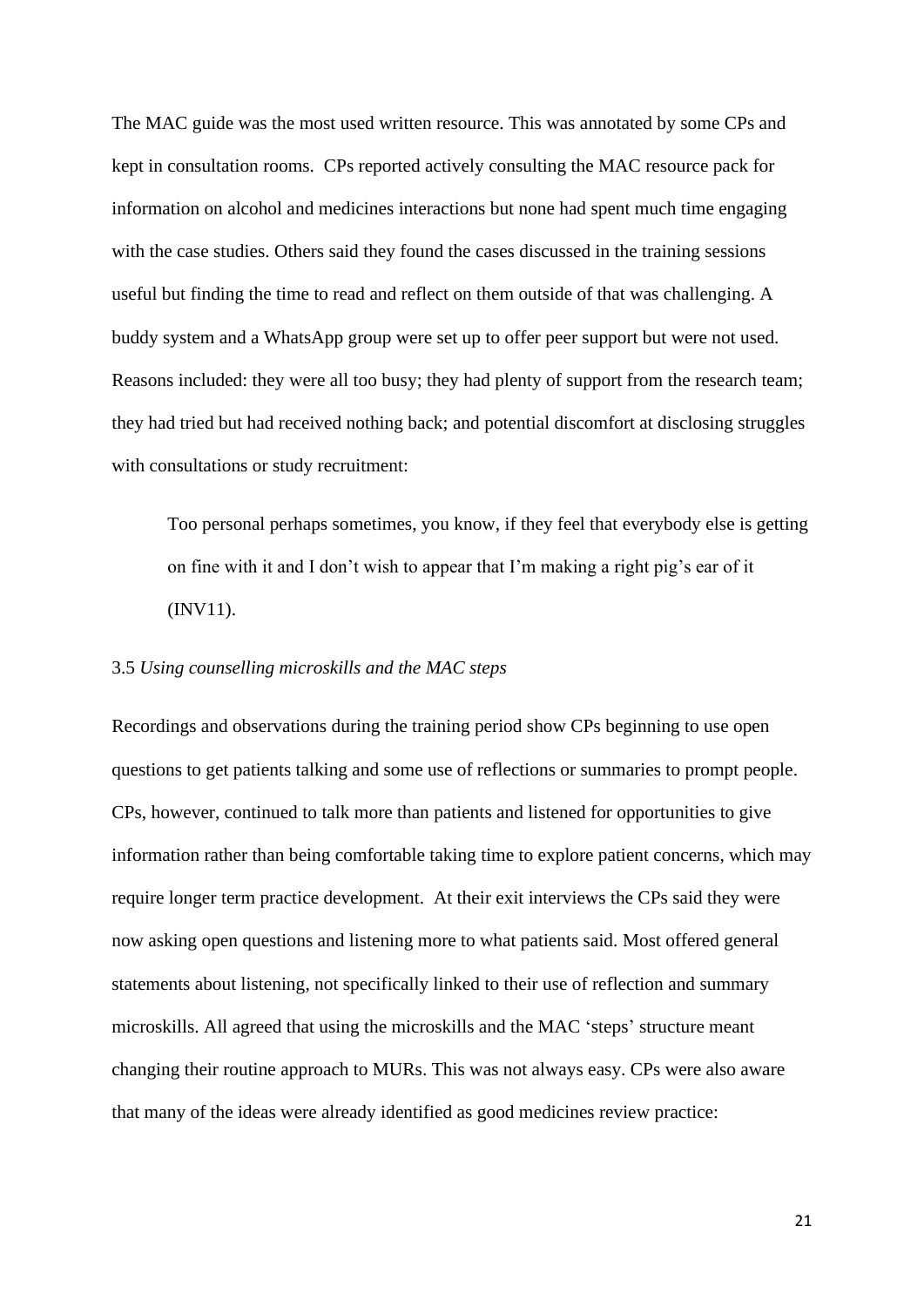The MAC guide was the most used written resource. This was annotated by some CPs and kept in consultation rooms. CPs reported actively consulting the MAC resource pack for information on alcohol and medicines interactions but none had spent much time engaging with the case studies. Others said they found the cases discussed in the training sessions useful but finding the time to read and reflect on them outside of that was challenging. A buddy system and a WhatsApp group were set up to offer peer support but were not used. Reasons included: they were all too busy; they had plenty of support from the research team; they had tried but had received nothing back; and potential discomfort at disclosing struggles with consultations or study recruitment:

> Too personal perhaps sometimes, you know, if they feel that everybody else is getting on fine with it and I don't wish to appear that I'm making a right pig's ear of it (INV11).

### 3.5 *Using counselling microskills and the MAC steps*

Recordings and observations during the training period show CPs beginning to use open questions to get patients talking and some use of reflections or summaries to prompt people. CPs, however, continued to talk more than patients and listened for opportunities to give information rather than being comfortable taking time to explore patient concerns, which may require longer term practice development. At their exit interviews the CPs said they were now asking open questions and listening more to what patients said. Most offered general statements about listening, not specifically linked to their use of reflection and summary microskills. All agreed that using the microskills and the MAC 'steps' structure meant changing their routine approach to MURs. This was not always easy. CPs were also aware that many of the ideas were already identified as good medicines review practice: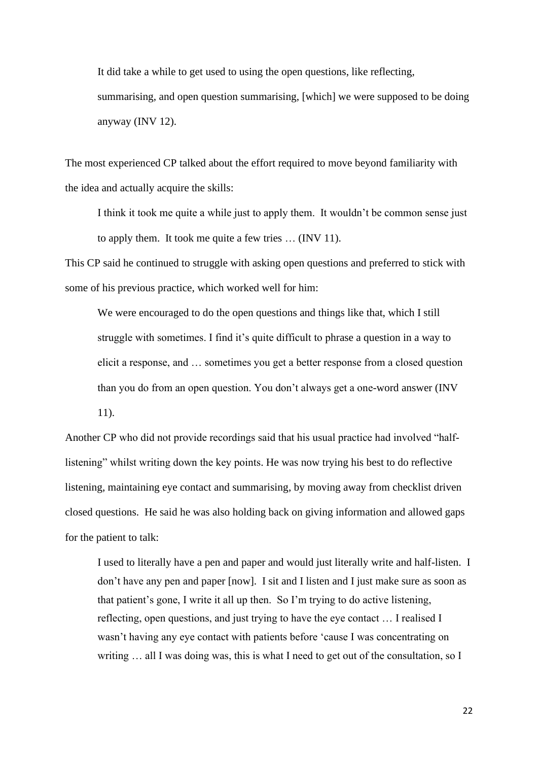> It did take a while to get used to using the open questions, like reflecting, summarising, and open question summarising, [which] we were supposed to be doing anyway (INV 12).

The most experienced CP talked about the effort required to move beyond familiarity with the idea and actually acquire the skills:

> I think it took me quite a while just to apply them. It wouldn't be common sense just to apply them. It took me quite a few tries … (INV 11).

This CP said he continued to struggle with asking open questions and preferred to stick with some of his previous practice, which worked well for him:

> We were encouraged to do the open questions and things like that, which I still struggle with sometimes. I find it's quite difficult to phrase a question in a way to elicit a response, and … sometimes you get a better response from a closed question than you do from an open question. You don't always get a one-word answer (INV 11).

Another CP who did not provide recordings said that his usual practice had involved "half-listening" whilst writing down the key points. He was now trying his best to do reflective listening, maintaining eye contact and summarising, by moving away from checklist driven closed questions. He said he was also holding back on giving information and allowed gaps for the patient to talk:

> I used to literally have a pen and paper and would just literally write and half-listen. I don't have any pen and paper [now]. I sit and I listen and I just make sure as soon as that patient's gone, I write it all up then. So I'm trying to do active listening, reflecting, open questions, and just trying to have the eye contact … I realised I wasn't having any eye contact with patients before 'cause I was concentrating on writing … all I was doing was, this is what I need to get out of the consultation, so I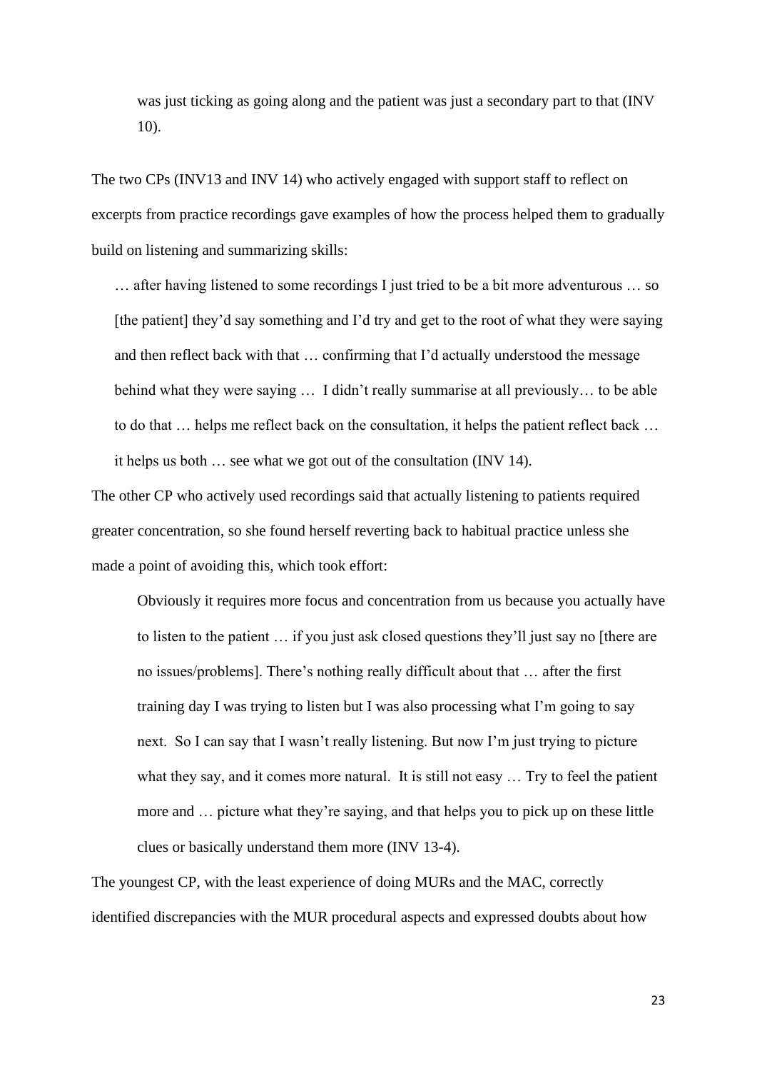> was just ticking as going along and the patient was just a secondary part to that (INV 10).

The two CPs (INV13 and INV 14) who actively engaged with support staff to reflect on excerpts from practice recordings gave examples of how the process helped them to gradually build on listening and summarizing skills:

> … after having listened to some recordings I just tried to be a bit more adventurous … so [the patient] they'd say something and I'd try and get to the root of what they were saying and then reflect back with that … confirming that I'd actually understood the message behind what they were saying … I didn't really summarise at all previously… to be able to do that … helps me reflect back on the consultation, it helps the patient reflect back … it helps us both … see what we got out of the consultation (INV 14).

The other CP who actively used recordings said that actually listening to patients required greater concentration, so she found herself reverting back to habitual practice unless she made a point of avoiding this, which took effort:

> Obviously it requires more focus and concentration from us because you actually have to listen to the patient … if you just ask closed questions they'll just say no [there are no issues/problems]. There's nothing really difficult about that … after the first training day I was trying to listen but I was also processing what I'm going to say next. So I can say that I wasn't really listening. But now I'm just trying to picture what they say, and it comes more natural. It is still not easy … Try to feel the patient more and … picture what they're saying, and that helps you to pick up on these little clues or basically understand them more (INV 13-4).

The youngest CP, with the least experience of doing MURs and the MAC, correctly identified discrepancies with the MUR procedural aspects and expressed doubts about how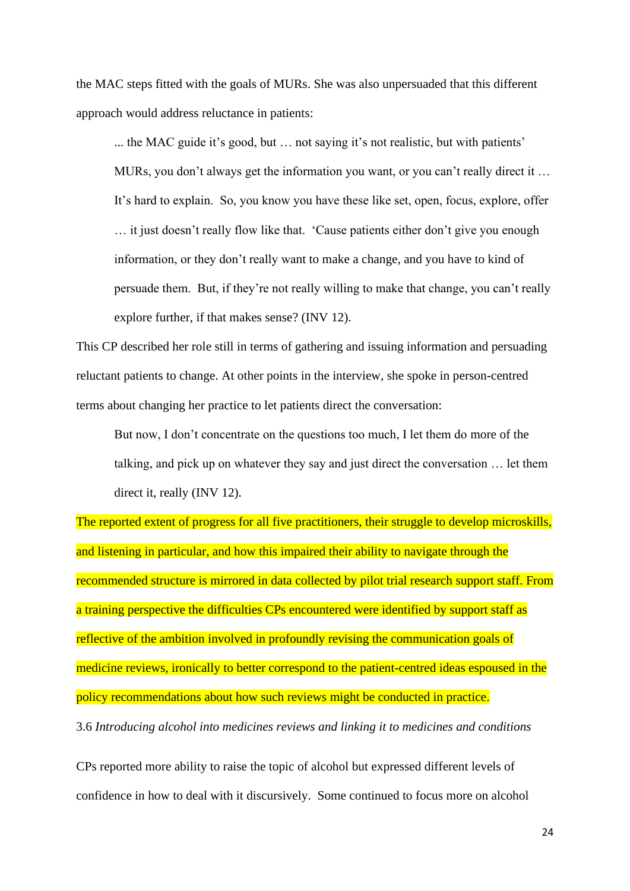the MAC steps fitted with the goals of MURs. She was also unpersuaded that this different approach would address reluctance in patients:

> ... the MAC guide it's good, but … not saying it's not realistic, but with patients' MURs, you don't always get the information you want, or you can't really direct it … It's hard to explain. So, you know you have these like set, open, focus, explore, offer … it just doesn't really flow like that. 'Cause patients either don't give you enough information, or they don't really want to make a change, and you have to kind of persuade them. But, if they're not really willing to make that change, you can't really explore further, if that makes sense? (INV 12).

This CP described her role still in terms of gathering and issuing information and persuading reluctant patients to change. At other points in the interview, she spoke in person-centred terms about changing her practice to let patients direct the conversation:

> But now, I don't concentrate on the questions too much, I let them do more of the talking, and pick up on whatever they say and just direct the conversation … let them direct it, really (INV 12).

The reported extent of progress for all five practitioners, their struggle to develop microskills, and listening in particular, and how this impaired their ability to navigate through the recommended structure is mirrored in data collected by pilot trial research support staff. From a training perspective the difficulties CPs encountered were identified by support staff as reflective of the ambition involved in profoundly revising the communication goals of medicine reviews, ironically to better correspond to the patient-centred ideas espoused in the policy recommendations about how such reviews might be conducted in practice.

### 3.6 *Introducing alcohol into medicines reviews and linking it to medicines and conditions*

CPs reported more ability to raise the topic of alcohol but expressed different levels of confidence in how to deal with it discursively. Some continued to focus more on alcohol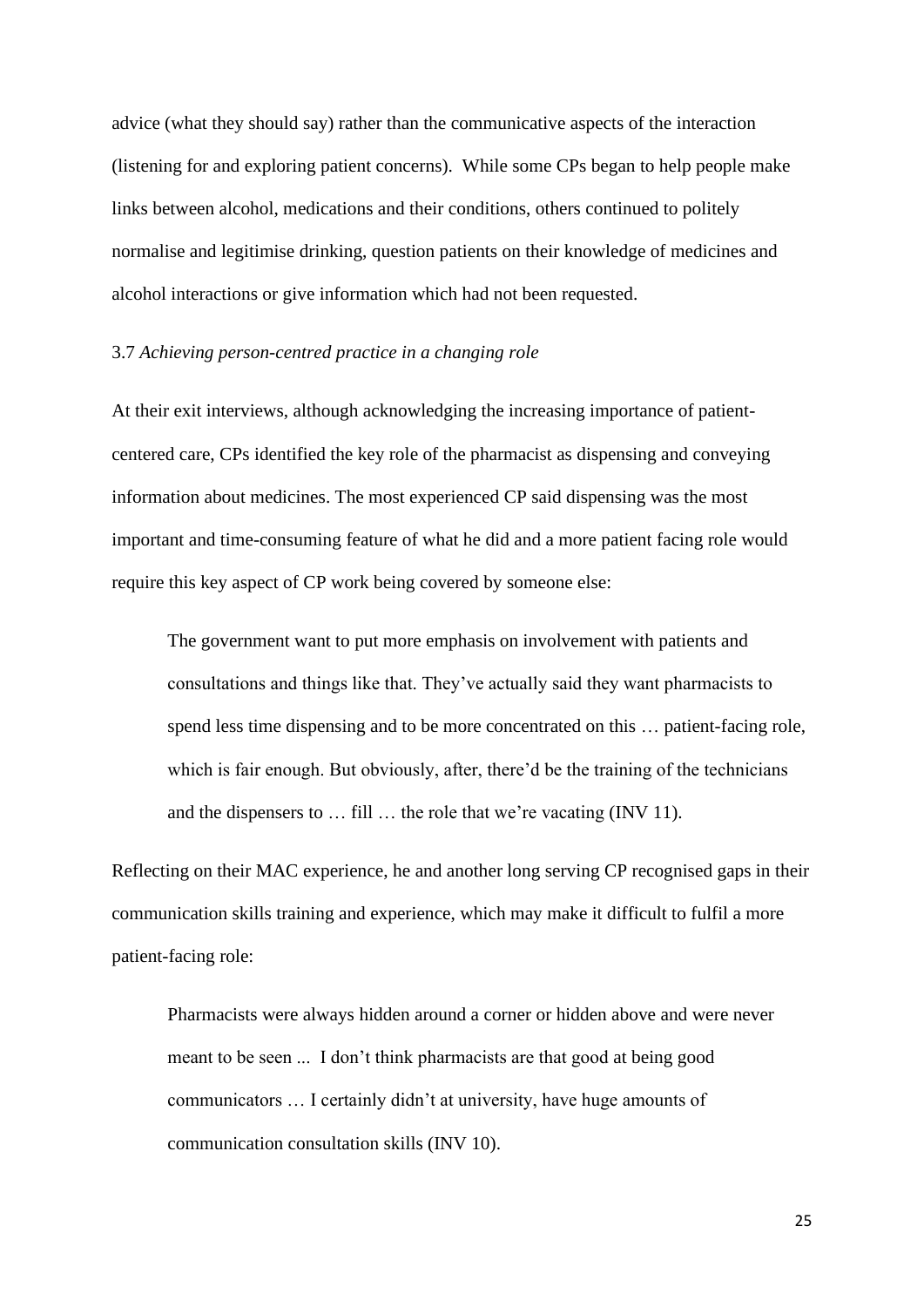advice (what they should say) rather than the communicative aspects of the interaction (listening for and exploring patient concerns). While some CPs began to help people make links between alcohol, medications and their conditions, others continued to politely normalise and legitimise drinking, question patients on their knowledge of medicines and alcohol interactions or give information which had not been requested.

### 3.7 *Achieving person-centred practice in a changing role*

At their exit interviews, although acknowledging the increasing importance of patient-centered care, CPs identified the key role of the pharmacist as dispensing and conveying information about medicines. The most experienced CP said dispensing was the most important and time-consuming feature of what he did and a more patient facing role would require this key aspect of CP work being covered by someone else:

> The government want to put more emphasis on involvement with patients and consultations and things like that. They've actually said they want pharmacists to spend less time dispensing and to be more concentrated on this … patient-facing role, which is fair enough. But obviously, after, there'd be the training of the technicians and the dispensers to … fill … the role that we're vacating (INV 11).

Reflecting on their MAC experience, he and another long serving CP recognised gaps in their communication skills training and experience, which may make it difficult to fulfil a more patient-facing role:

> Pharmacists were always hidden around a corner or hidden above and were never meant to be seen ... I don't think pharmacists are that good at being good communicators … I certainly didn't at university, have huge amounts of communication consultation skills (INV 10).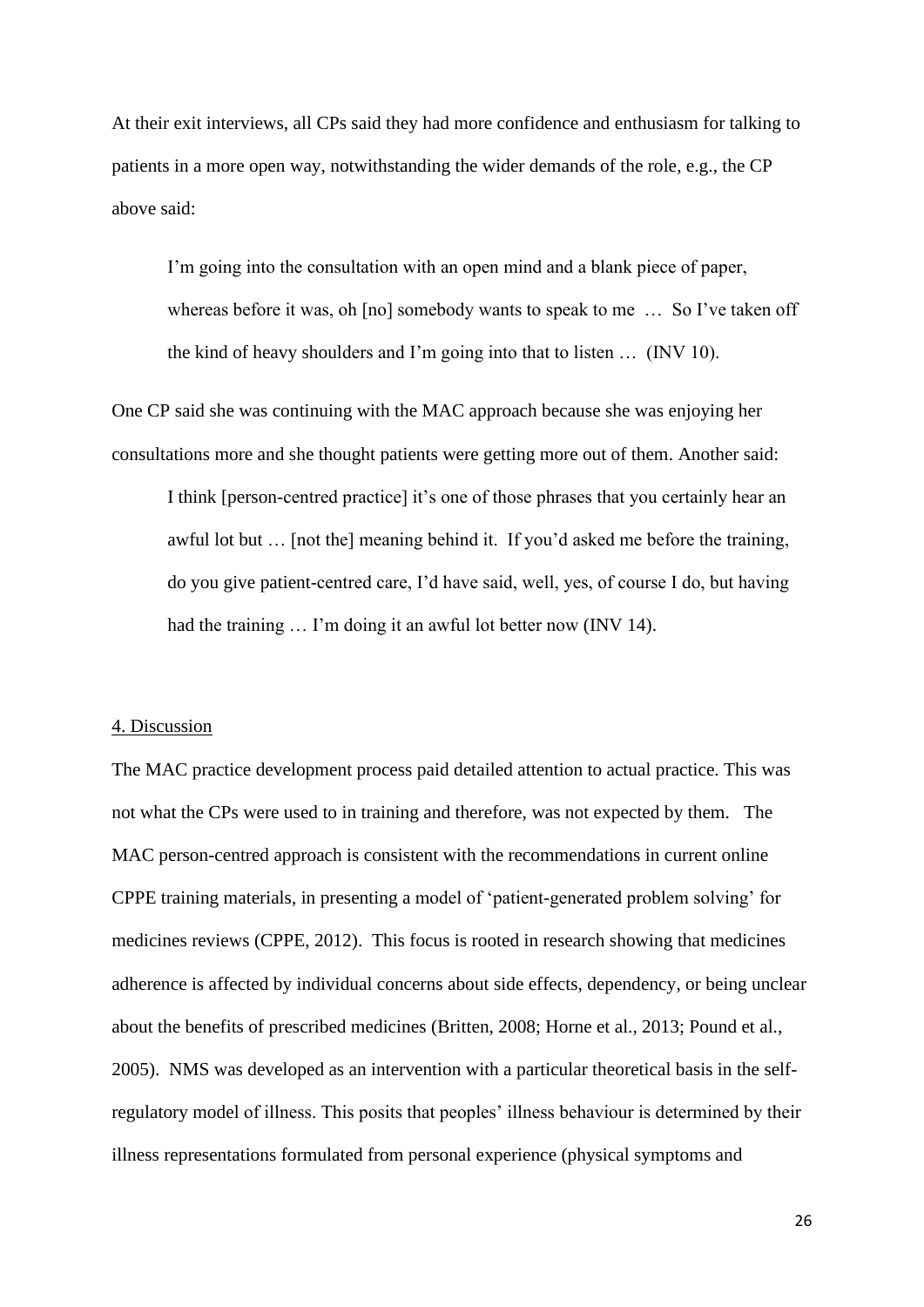At their exit interviews, all CPs said they had more confidence and enthusiasm for talking to patients in a more open way, notwithstanding the wider demands of the role, e.g., the CP above said:

> I'm going into the consultation with an open mind and a blank piece of paper, whereas before it was, oh [no] somebody wants to speak to me … So I've taken off the kind of heavy shoulders and I'm going into that to listen … (INV 10).

One CP said she was continuing with the MAC approach because she was enjoying her consultations more and she thought patients were getting more out of them. Another said:

> I think [person-centred practice] it's one of those phrases that you certainly hear an awful lot but … [not the] meaning behind it. If you'd asked me before the training, do you give patient-centred care, I'd have said, well, yes, of course I do, but having had the training … I'm doing it an awful lot better now (INV 14).

## 4. Discussion

The MAC practice development process paid detailed attention to actual practice. This was not what the CPs were used to in training and therefore, was not expected by them. The MAC person-centred approach is consistent with the recommendations in current online CPPE training materials, in presenting a model of 'patient-generated problem solving' for medicines reviews (CPPE, 2012). This focus is rooted in research showing that medicines adherence is affected by individual concerns about side effects, dependency, or being unclear about the benefits of prescribed medicines (Britten, 2008; Horne et al., 2013; Pound et al., 2005). NMS was developed as an intervention with a particular theoretical basis in the self-regulatory model of illness. This posits that peoples' illness behaviour is determined by their illness representations formulated from personal experience (physical symptoms and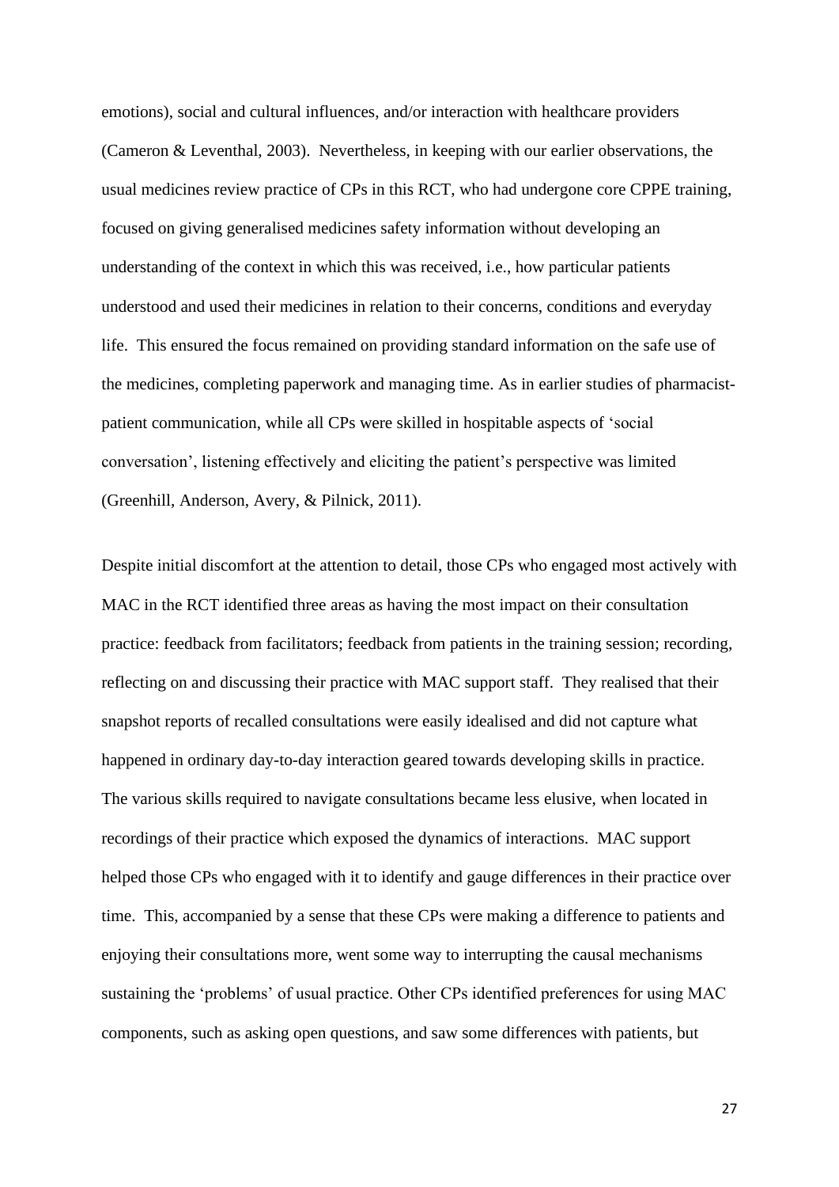emotions), social and cultural influences, and/or interaction with healthcare providers (Cameron & Leventhal, 2003). Nevertheless, in keeping with our earlier observations, the usual medicines review practice of CPs in this RCT, who had undergone core CPPE training, focused on giving generalised medicines safety information without developing an understanding of the context in which this was received, i.e., how particular patients understood and used their medicines in relation to their concerns, conditions and everyday life. This ensured the focus remained on providing standard information on the safe use of the medicines, completing paperwork and managing time. As in earlier studies of pharmacist-patient communication, while all CPs were skilled in hospitable aspects of 'social conversation', listening effectively and eliciting the patient's perspective was limited (Greenhill, Anderson, Avery, & Pilnick, 2011).

Despite initial discomfort at the attention to detail, those CPs who engaged most actively with MAC in the RCT identified three areas as having the most impact on their consultation practice: feedback from facilitators; feedback from patients in the training session; recording, reflecting on and discussing their practice with MAC support staff. They realised that their snapshot reports of recalled consultations were easily idealised and did not capture what happened in ordinary day-to-day interaction geared towards developing skills in practice. The various skills required to navigate consultations became less elusive, when located in recordings of their practice which exposed the dynamics of interactions. MAC support helped those CPs who engaged with it to identify and gauge differences in their practice over time. This, accompanied by a sense that these CPs were making a difference to patients and enjoying their consultations more, went some way to interrupting the causal mechanisms sustaining the 'problems' of usual practice. Other CPs identified preferences for using MAC components, such as asking open questions, and saw some differences with patients, but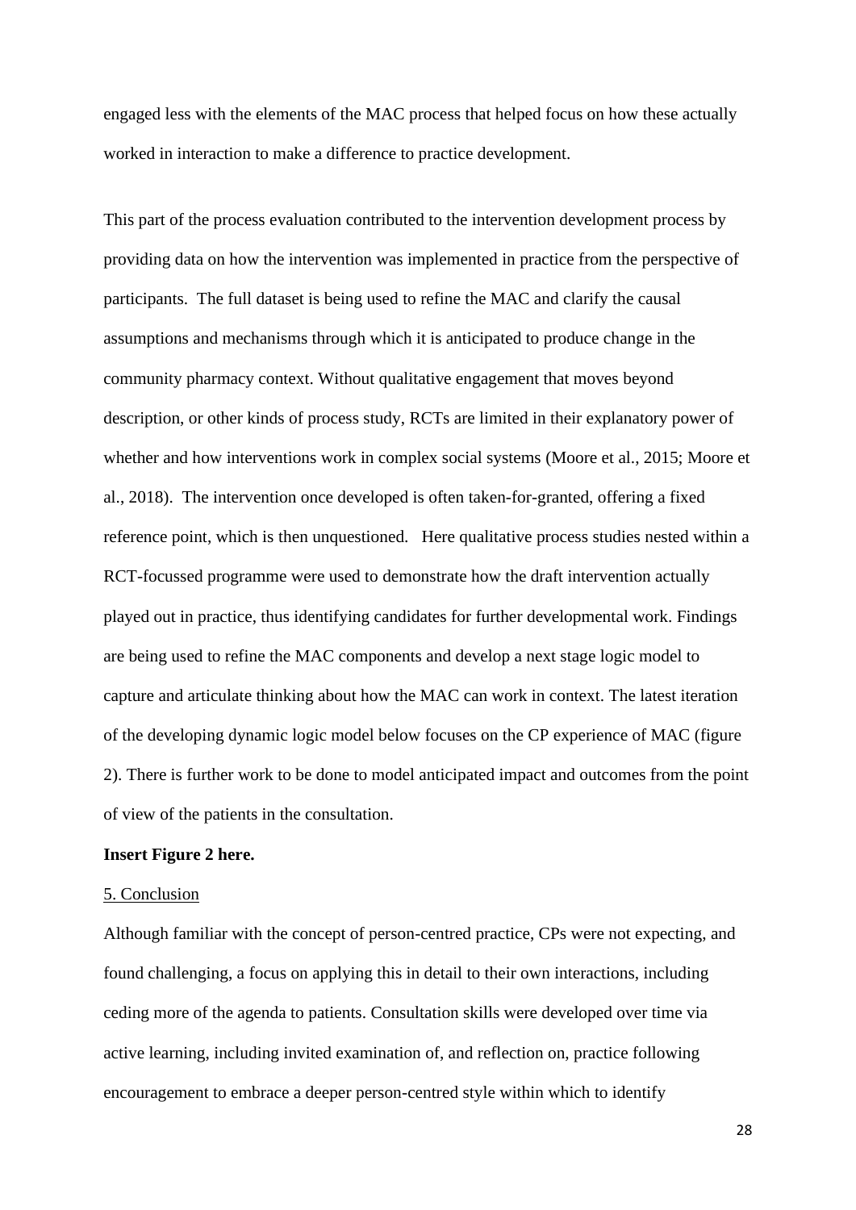engaged less with the elements of the MAC process that helped focus on how these actually worked in interaction to make a difference to practice development.

This part of the process evaluation contributed to the intervention development process by providing data on how the intervention was implemented in practice from the perspective of participants. The full dataset is being used to refine the MAC and clarify the causal assumptions and mechanisms through which it is anticipated to produce change in the community pharmacy context. Without qualitative engagement that moves beyond description, or other kinds of process study, RCTs are limited in their explanatory power of whether and how interventions work in complex social systems (Moore et al., 2015; Moore et al., 2018). The intervention once developed is often taken-for-granted, offering a fixed reference point, which is then unquestioned. Here qualitative process studies nested within a RCT-focussed programme were used to demonstrate how the draft intervention actually played out in practice, thus identifying candidates for further developmental work. Findings are being used to refine the MAC components and develop a next stage logic model to capture and articulate thinking about how the MAC can work in context. The latest iteration of the developing dynamic logic model below focuses on the CP experience of MAC (figure 2). There is further work to be done to model anticipated impact and outcomes from the point of view of the patients in the consultation.

**Insert Figure 2 here.**

## 5. Conclusion

Although familiar with the concept of person-centred practice, CPs were not expecting, and found challenging, a focus on applying this in detail to their own interactions, including ceding more of the agenda to patients. Consultation skills were developed over time via active learning, including invited examination of, and reflection on, practice following encouragement to embrace a deeper person-centred style within which to identify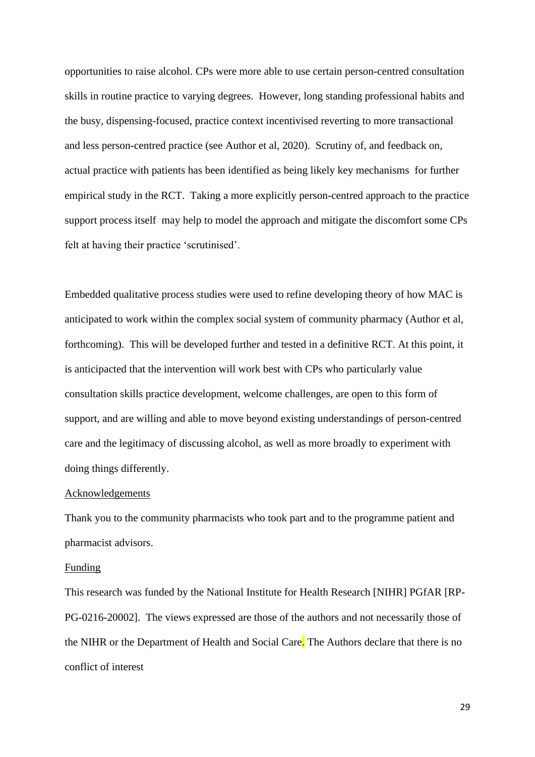opportunities to raise alcohol. CPs were more able to use certain person-centred consultation skills in routine practice to varying degrees. However, long standing professional habits and the busy, dispensing-focused, practice context incentivised reverting to more transactional and less person-centred practice (see Author et al, 2020). Scrutiny of, and feedback on, actual practice with patients has been identified as being likely key mechanisms for further empirical study in the RCT. Taking a more explicitly person-centred approach to the practice support process itself may help to model the approach and mitigate the discomfort some CPs felt at having their practice 'scrutinised'.

Embedded qualitative process studies were used to refine developing theory of how MAC is anticipated to work within the complex social system of community pharmacy (Author et al, forthcoming). This will be developed further and tested in a definitive RCT. At this point, it is anticipacted that the intervention will work best with CPs who particularly value consultation skills practice development, welcome challenges, are open to this form of support, and are willing and able to move beyond existing understandings of person-centred care and the legitimacy of discussing alcohol, as well as more broadly to experiment with doing things differently.

Acknowledgements

Thank you to the community pharmacists who took part and to the programme patient and pharmacist advisors.

Funding

This research was funded by the National Institute for Health Research [NIHR] PGfAR [RP-PG-0216-20002]. The views expressed are those of the authors and not necessarily those of the NIHR or the Department of Health and Social Care. The Authors declare that there is no conflict of interest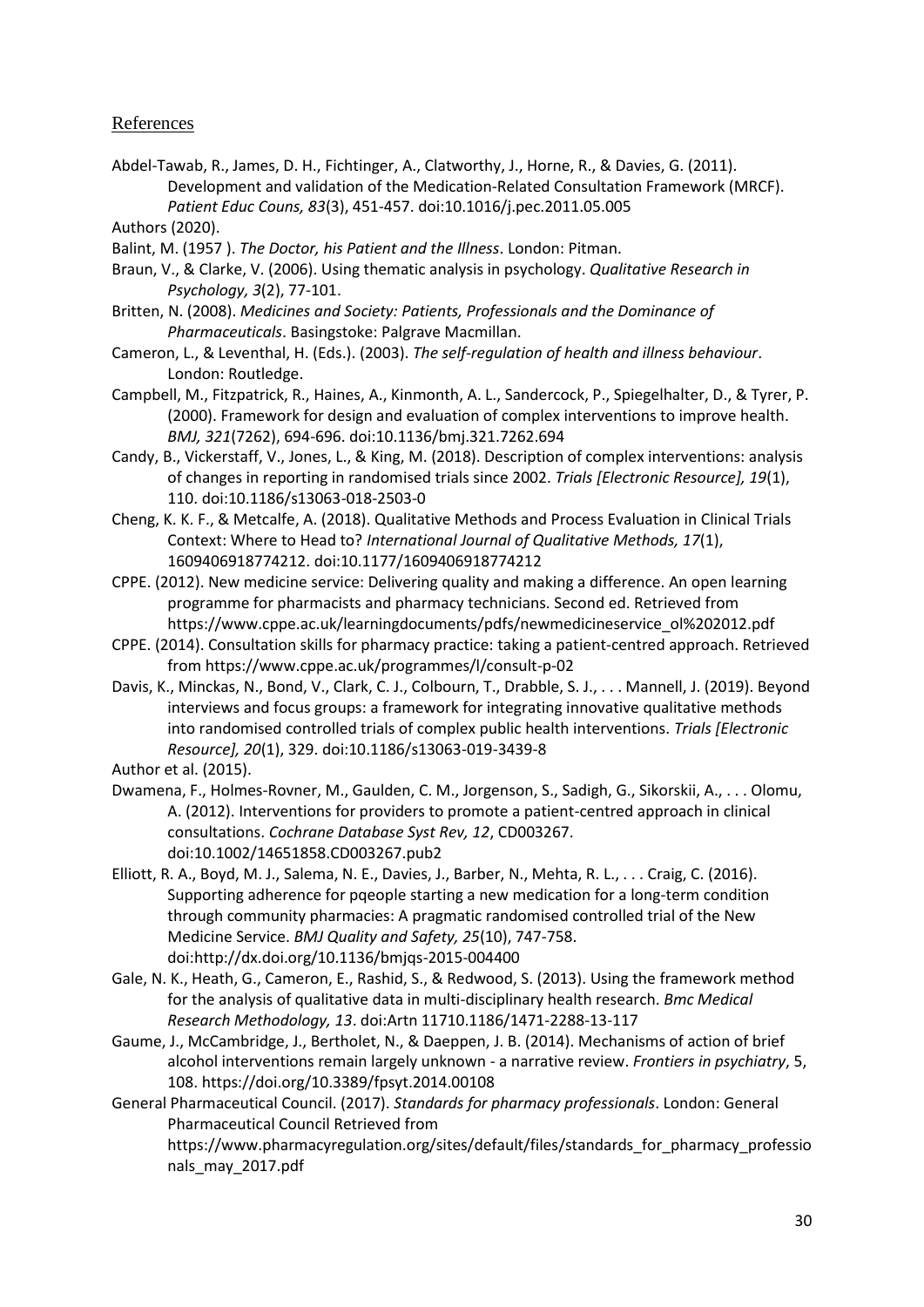## References

Abdel-Tawab, R., James, D. H., Fichtinger, A., Clatworthy, J., Horne, R., & Davies, G. (2011). Development and validation of the Medication-Related Consultation Framework (MRCF). *Patient Educ Couns, 83*(3), 451-457. doi:10.1016/j.pec.2011.05.005

Authors (2020).

Balint, M. (1957 ). *The Doctor, his Patient and the Illness*. London: Pitman.

Braun, V., & Clarke, V. (2006). Using thematic analysis in psychology. *Qualitative Research in Psychology, 3*(2), 77-101.

Britten, N. (2008). *Medicines and Society: Patients, Professionals and the Dominance of Pharmaceuticals*. Basingstoke: Palgrave Macmillan.

Cameron, L., & Leventhal, H. (Eds.). (2003). *The self-regulation of health and illness behaviour*. London: Routledge.

Campbell, M., Fitzpatrick, R., Haines, A., Kinmonth, A. L., Sandercock, P., Spiegelhalter, D., & Tyrer, P. (2000). Framework for design and evaluation of complex interventions to improve health. *BMJ, 321*(7262), 694-696. doi:10.1136/bmj.321.7262.694

Candy, B., Vickerstaff, V., Jones, L., & King, M. (2018). Description of complex interventions: analysis of changes in reporting in randomised trials since 2002. *Trials [Electronic Resource], 19*(1), 110. doi:10.1186/s13063-018-2503-0

Cheng, K. K. F., & Metcalfe, A. (2018). Qualitative Methods and Process Evaluation in Clinical Trials Context: Where to Head to? *International Journal of Qualitative Methods, 17*(1), 1609406918774212. doi:10.1177/1609406918774212

CPPE. (2012). New medicine service: Delivering quality and making a difference. An open learning programme for pharmacists and pharmacy technicians. Second ed. Retrieved from https://www.cppe.ac.uk/learningdocuments/pdfs/newmedicineservice_ol%202012.pdf

CPPE. (2014). Consultation skills for pharmacy practice: taking a patient-centred approach. Retrieved from https://www.cppe.ac.uk/programmes/l/consult-p-02

Davis, K., Minckas, N., Bond, V., Clark, C. J., Colbourn, T., Drabble, S. J., . . . Mannell, J. (2019). Beyond interviews and focus groups: a framework for integrating innovative qualitative methods into randomised controlled trials of complex public health interventions. *Trials [Electronic Resource], 20*(1), 329. doi:10.1186/s13063-019-3439-8

Author et al. (2015).

Dwamena, F., Holmes-Rovner, M., Gaulden, C. M., Jorgenson, S., Sadigh, G., Sikorskii, A., . . . Olomu, A. (2012). Interventions for providers to promote a patient-centred approach in clinical consultations. *Cochrane Database Syst Rev, 12*, CD003267. doi:10.1002/14651858.CD003267.pub2

Elliott, R. A., Boyd, M. J., Salema, N. E., Davies, J., Barber, N., Mehta, R. L., . . . Craig, C. (2016). Supporting adherence for pqeople starting a new medication for a long-term condition through community pharmacies: A pragmatic randomised controlled trial of the New Medicine Service. *BMJ Quality and Safety, 25*(10), 747-758. doi:http://dx.doi.org/10.1136/bmjqs-2015-004400

Gale, N. K., Heath, G., Cameron, E., Rashid, S., & Redwood, S. (2013). Using the framework method for the analysis of qualitative data in multi-disciplinary health research. *Bmc Medical Research Methodology, 13*. doi:Artn 11710.1186/1471-2288-13-117

Gaume, J., McCambridge, J., Bertholet, N., & Daeppen, J. B. (2014). Mechanisms of action of brief alcohol interventions remain largely unknown - a narrative review. *Frontiers in psychiatry*, 5, 108. https://doi.org/10.3389/fpsyt.2014.00108

General Pharmaceutical Council. (2017). *Standards for pharmacy professionals*. London: General Pharmaceutical Council Retrieved from https://www.pharmacyregulation.org/sites/default/files/standards_for_pharmacy_professionals_may_2017.pdf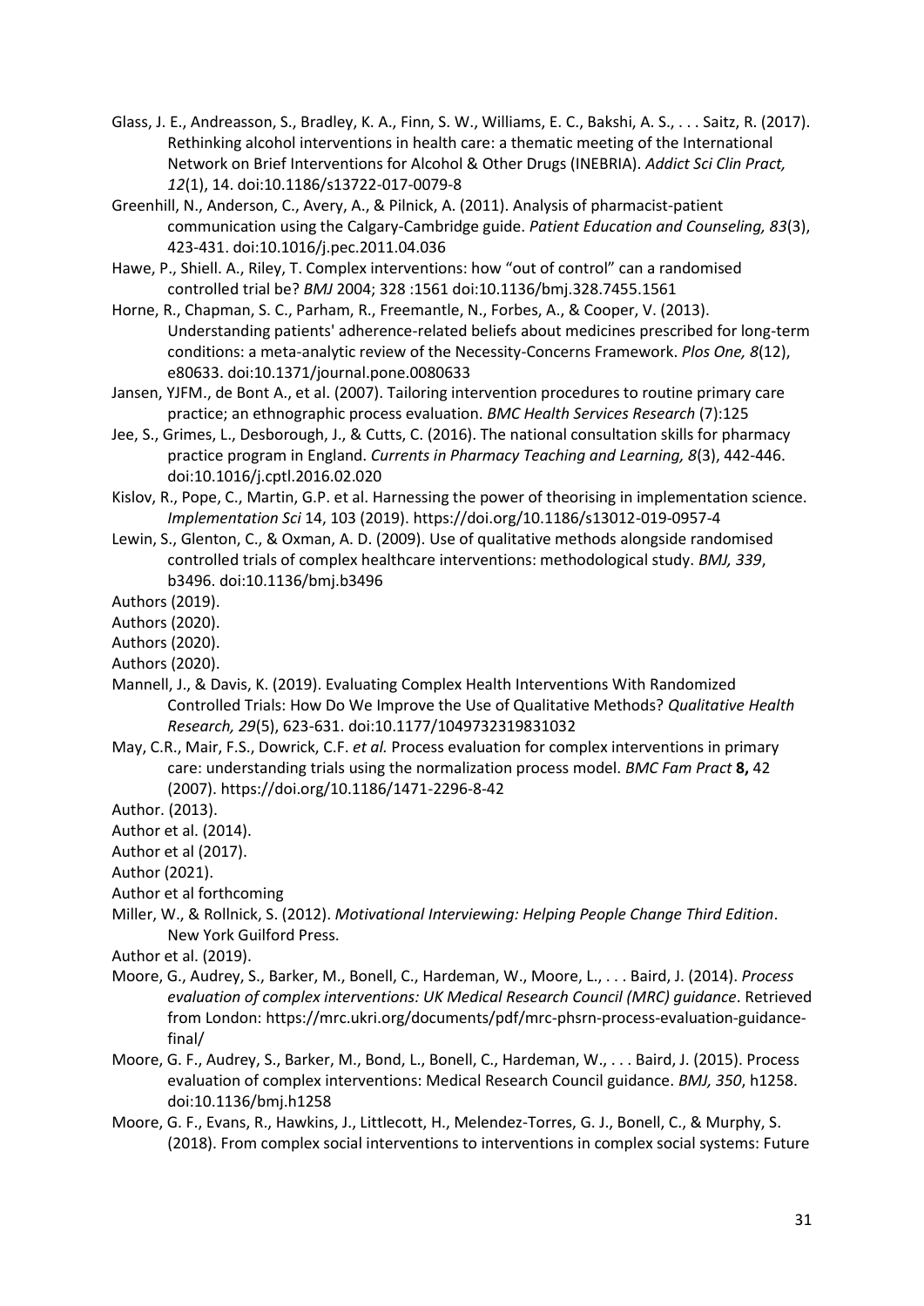Glass, J. E., Andreasson, S., Bradley, K. A., Finn, S. W., Williams, E. C., Bakshi, A. S., . . . Saitz, R. (2017). Rethinking alcohol interventions in health care: a thematic meeting of the International Network on Brief Interventions for Alcohol & Other Drugs (INEBRIA). *Addict Sci Clin Pract, 12*(1), 14. doi:10.1186/s13722-017-0079-8

Greenhill, N., Anderson, C., Avery, A., & Pilnick, A. (2011). Analysis of pharmacist-patient communication using the Calgary-Cambridge guide. *Patient Education and Counseling, 83*(3), 423-431. doi:10.1016/j.pec.2011.04.036

Hawe, P., Shiell. A., Riley, T. Complex interventions: how "out of control" can a randomised controlled trial be? *BMJ* 2004; 328 :1561 doi:10.1136/bmj.328.7455.1561

Horne, R., Chapman, S. C., Parham, R., Freemantle, N., Forbes, A., & Cooper, V. (2013). Understanding patients' adherence-related beliefs about medicines prescribed for long-term conditions: a meta-analytic review of the Necessity-Concerns Framework. *Plos One, 8*(12), e80633. doi:10.1371/journal.pone.0080633

Jansen, YJFM., de Bont A., et al. (2007). Tailoring intervention procedures to routine primary care practice; an ethnographic process evaluation. *BMC Health Services Research* (7):125

Jee, S., Grimes, L., Desborough, J., & Cutts, C. (2016). The national consultation skills for pharmacy practice program in England. *Currents in Pharmacy Teaching and Learning, 8*(3), 442-446. doi:10.1016/j.cptl.2016.02.020

Kislov, R., Pope, C., Martin, G.P. et al. Harnessing the power of theorising in implementation science. *Implementation Sci* 14, 103 (2019). https://doi.org/10.1186/s13012-019-0957-4

Lewin, S., Glenton, C., & Oxman, A. D. (2009). Use of qualitative methods alongside randomised controlled trials of complex healthcare interventions: methodological study. *BMJ, 339*, b3496. doi:10.1136/bmj.b3496

Authors (2019).

Authors (2020).

Authors (2020).

Authors (2020).

Mannell, J., & Davis, K. (2019). Evaluating Complex Health Interventions With Randomized Controlled Trials: How Do We Improve the Use of Qualitative Methods? *Qualitative Health Research, 29*(5), 623-631. doi:10.1177/1049732319831032

May, C.R., Mair, F.S., Dowrick, C.F. *et al.* Process evaluation for complex interventions in primary care: understanding trials using the normalization process model. *BMC Fam Pract* **8,** 42 (2007). https://doi.org/10.1186/1471-2296-8-42

Author. (2013).

Author et al. (2014).

Author et al (2017).

Author (2021).

Author et al forthcoming

Miller, W., & Rollnick, S. (2012). *Motivational Interviewing: Helping People Change Third Edition*. New York Guilford Press.

Author et al. (2019).

Moore, G., Audrey, S., Barker, M., Bonell, C., Hardeman, W., Moore, L., . . . Baird, J. (2014). *Process evaluation of complex interventions: UK Medical Research Council (MRC) guidance*. Retrieved from London: https://mrc.ukri.org/documents/pdf/mrc-phsrn-process-evaluation-guidance-final/

Moore, G. F., Audrey, S., Barker, M., Bond, L., Bonell, C., Hardeman, W., . . . Baird, J. (2015). Process evaluation of complex interventions: Medical Research Council guidance. *BMJ, 350*, h1258. doi:10.1136/bmj.h1258

Moore, G. F., Evans, R., Hawkins, J., Littlecott, H., Melendez-Torres, G. J., Bonell, C., & Murphy, S. (2018). From complex social interventions to interventions in complex social systems: Future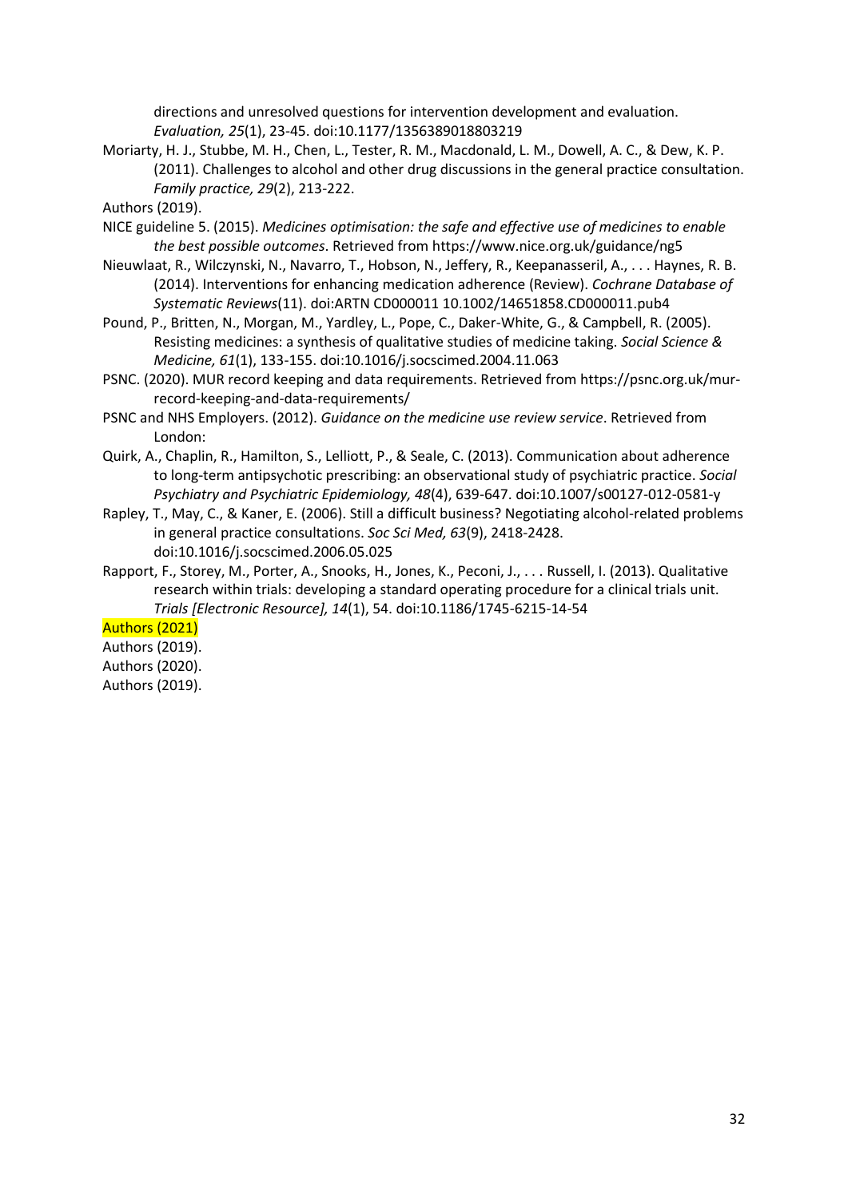directions and unresolved questions for intervention development and evaluation. *Evaluation, 25*(1), 23-45. doi:10.1177/1356389018803219

Moriarty, H. J., Stubbe, M. H., Chen, L., Tester, R. M., Macdonald, L. M., Dowell, A. C., & Dew, K. P. (2011). Challenges to alcohol and other drug discussions in the general practice consultation. *Family practice, 29*(2), 213-222.

Authors (2019).

NICE guideline 5. (2015). *Medicines optimisation: the safe and effective use of medicines to enable the best possible outcomes*. Retrieved from https://www.nice.org.uk/guidance/ng5

Nieuwlaat, R., Wilczynski, N., Navarro, T., Hobson, N., Jeffery, R., Keepanasseril, A., . . . Haynes, R. B. (2014). Interventions for enhancing medication adherence (Review). *Cochrane Database of Systematic Reviews*(11). doi:ARTN CD000011 10.1002/14651858.CD000011.pub4

Pound, P., Britten, N., Morgan, M., Yardley, L., Pope, C., Daker-White, G., & Campbell, R. (2005). Resisting medicines: a synthesis of qualitative studies of medicine taking. *Social Science & Medicine, 61*(1), 133-155. doi:10.1016/j.socscimed.2004.11.063

PSNC. (2020). MUR record keeping and data requirements. Retrieved from https://psnc.org.uk/mur-record-keeping-and-data-requirements/

PSNC and NHS Employers. (2012). *Guidance on the medicine use review service*. Retrieved from London:

Quirk, A., Chaplin, R., Hamilton, S., Lelliott, P., & Seale, C. (2013). Communication about adherence to long-term antipsychotic prescribing: an observational study of psychiatric practice. *Social Psychiatry and Psychiatric Epidemiology, 48*(4), 639-647. doi:10.1007/s00127-012-0581-y

Rapley, T., May, C., & Kaner, E. (2006). Still a difficult business? Negotiating alcohol-related problems in general practice consultations. *Soc Sci Med, 63*(9), 2418-2428. doi:10.1016/j.socscimed.2006.05.025

Rapport, F., Storey, M., Porter, A., Snooks, H., Jones, K., Peconi, J., . . . Russell, I. (2013). Qualitative research within trials: developing a standard operating procedure for a clinical trials unit. *Trials [Electronic Resource], 14*(1), 54. doi:10.1186/1745-6215-14-54

Authors (2021)

Authors (2019).

Authors (2020).

Authors (2019).